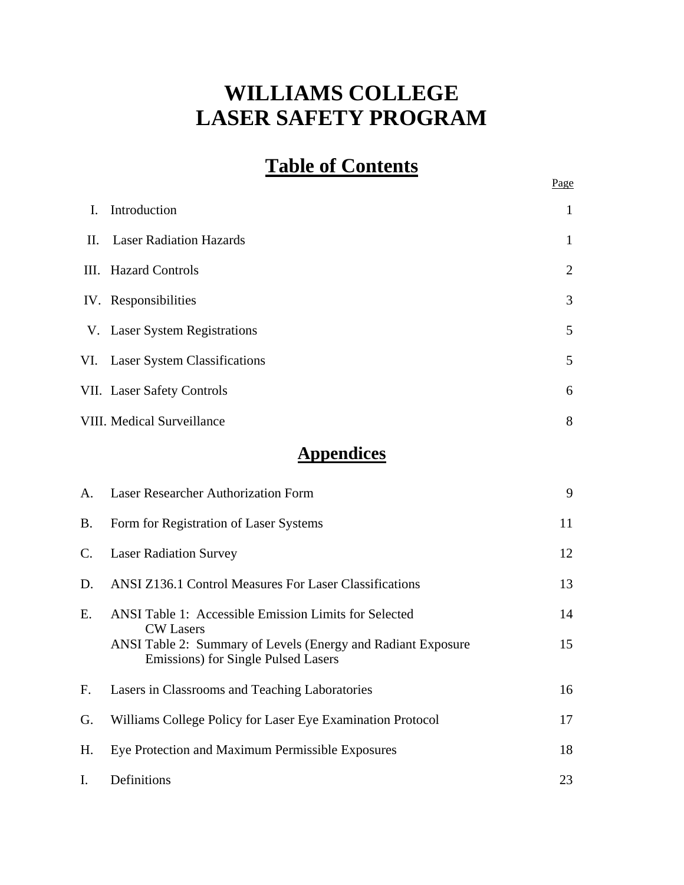# WILLIAMS COLLEGE
# LASER SAFETY PROGRAM

## Table of Contents

| | | Page |
|---|---|---|
| I. | Introduction | 1 |
| II. | Laser Radiation Hazards | 1 |
| III. | Hazard Controls | 2 |
| IV. | Responsibilities | 3 |
| V. | Laser System Registrations | 5 |
| VI. | Laser System Classifications | 5 |
| VII. | Laser Safety Controls | 6 |
| VIII. | Medical Surveillance | 8 |

## Appendices

| | | |
|---|---|---|
| A. | Laser Researcher Authorization Form | 9 |
| B. | Form for Registration of Laser Systems | 11 |
| C. | Laser Radiation Survey | 12 |
| D. | ANSI Z136.1 Control Measures For Laser Classifications | 13 |
| E. | ANSI Table 1: Accessible Emission Limits for Selected CW Lasers | 14 |
| | ANSI Table 2: Summary of Levels (Energy and Radiant Exposure Emissions) for Single Pulsed Lasers | 15 |
| F. | Lasers in Classrooms and Teaching Laboratories | 16 |
| G. | Williams College Policy for Laser Eye Examination Protocol | 17 |
| H. | Eye Protection and Maximum Permissible Exposures | 18 |
| I. | Definitions | 23 |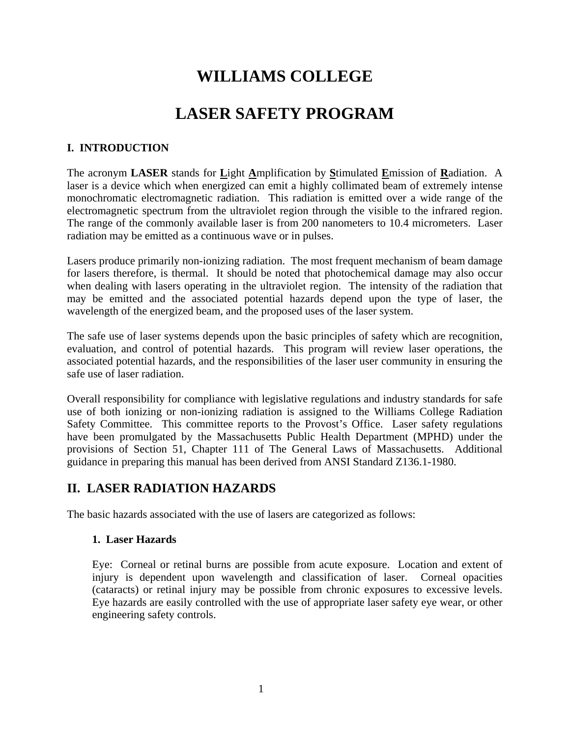# WILLIAMS COLLEGE

# LASER SAFETY PROGRAM

## I. INTRODUCTION

The acronym **LASER** stands for **L**ight **A**mplification by **S**timulated **E**mission of **R**adiation. A laser is a device which when energized can emit a highly collimated beam of extremely intense monochromatic electromagnetic radiation. This radiation is emitted over a wide range of the electromagnetic spectrum from the ultraviolet region through the visible to the infrared region. The range of the commonly available laser is from 200 nanometers to 10.4 micrometers. Laser radiation may be emitted as a continuous wave or in pulses.

Lasers produce primarily non-ionizing radiation. The most frequent mechanism of beam damage for lasers therefore, is thermal. It should be noted that photochemical damage may also occur when dealing with lasers operating in the ultraviolet region. The intensity of the radiation that may be emitted and the associated potential hazards depend upon the type of laser, the wavelength of the energized beam, and the proposed uses of the laser system.

The safe use of laser systems depends upon the basic principles of safety which are recognition, evaluation, and control of potential hazards. This program will review laser operations, the associated potential hazards, and the responsibilities of the laser user community in ensuring the safe use of laser radiation.

Overall responsibility for compliance with legislative regulations and industry standards for safe use of both ionizing or non-ionizing radiation is assigned to the Williams College Radiation Safety Committee. This committee reports to the Provost's Office. Laser safety regulations have been promulgated by the Massachusetts Public Health Department (MPHD) under the provisions of Section 51, Chapter 111 of The General Laws of Massachusetts. Additional guidance in preparing this manual has been derived from ANSI Standard Z136.1-1980.

## II. LASER RADIATION HAZARDS

The basic hazards associated with the use of lasers are categorized as follows:

### 1. Laser Hazards

Eye: Corneal or retinal burns are possible from acute exposure. Location and extent of injury is dependent upon wavelength and classification of laser. Corneal opacities (cataracts) or retinal injury may be possible from chronic exposures to excessive levels. Eye hazards are easily controlled with the use of appropriate laser safety eye wear, or other engineering safety controls.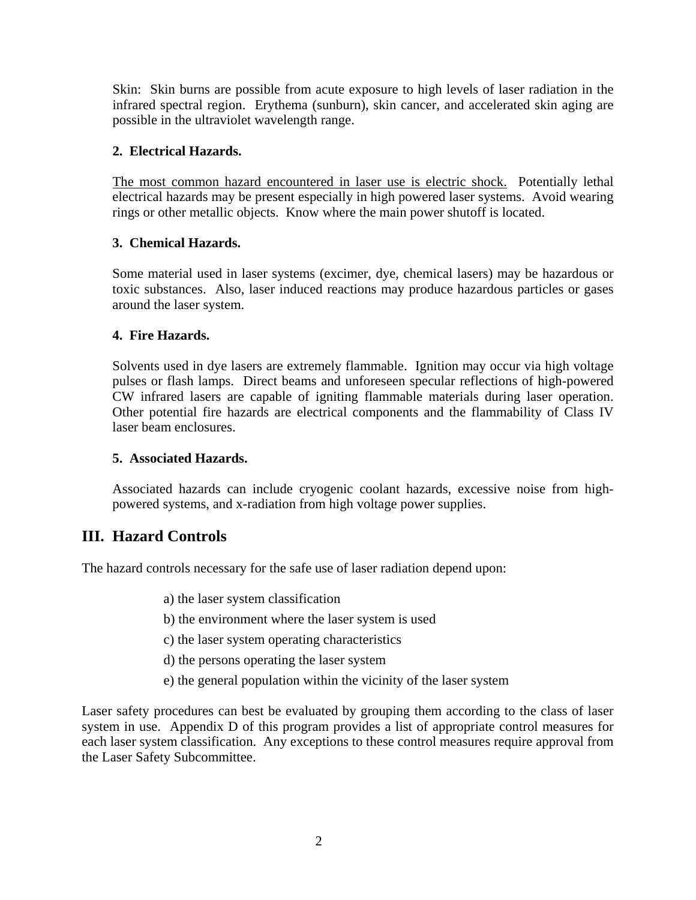Skin: Skin burns are possible from acute exposure to high levels of laser radiation in the infrared spectral region. Erythema (sunburn), skin cancer, and accelerated skin aging are possible in the ultraviolet wavelength range.

**2. Electrical Hazards.**

<u>The most common hazard encountered in laser use is electric shock.</u> Potentially lethal electrical hazards may be present especially in high powered laser systems. Avoid wearing rings or other metallic objects. Know where the main power shutoff is located.

**3. Chemical Hazards.**

Some material used in laser systems (excimer, dye, chemical lasers) may be hazardous or toxic substances. Also, laser induced reactions may produce hazardous particles or gases around the laser system.

**4. Fire Hazards.**

Solvents used in dye lasers are extremely flammable. Ignition may occur via high voltage pulses or flash lamps. Direct beams and unforeseen specular reflections of high-powered CW infrared lasers are capable of igniting flammable materials during laser operation. Other potential fire hazards are electrical components and the flammability of Class IV laser beam enclosures.

**5. Associated Hazards.**

Associated hazards can include cryogenic coolant hazards, excessive noise from high-powered systems, and x-radiation from high voltage power supplies.

## III. Hazard Controls

The hazard controls necessary for the safe use of laser radiation depend upon:

a) the laser system classification

b) the environment where the laser system is used

c) the laser system operating characteristics

d) the persons operating the laser system

e) the general population within the vicinity of the laser system

Laser safety procedures can best be evaluated by grouping them according to the class of laser system in use. Appendix D of this program provides a list of appropriate control measures for each laser system classification. Any exceptions to these control measures require approval from the Laser Safety Subcommittee.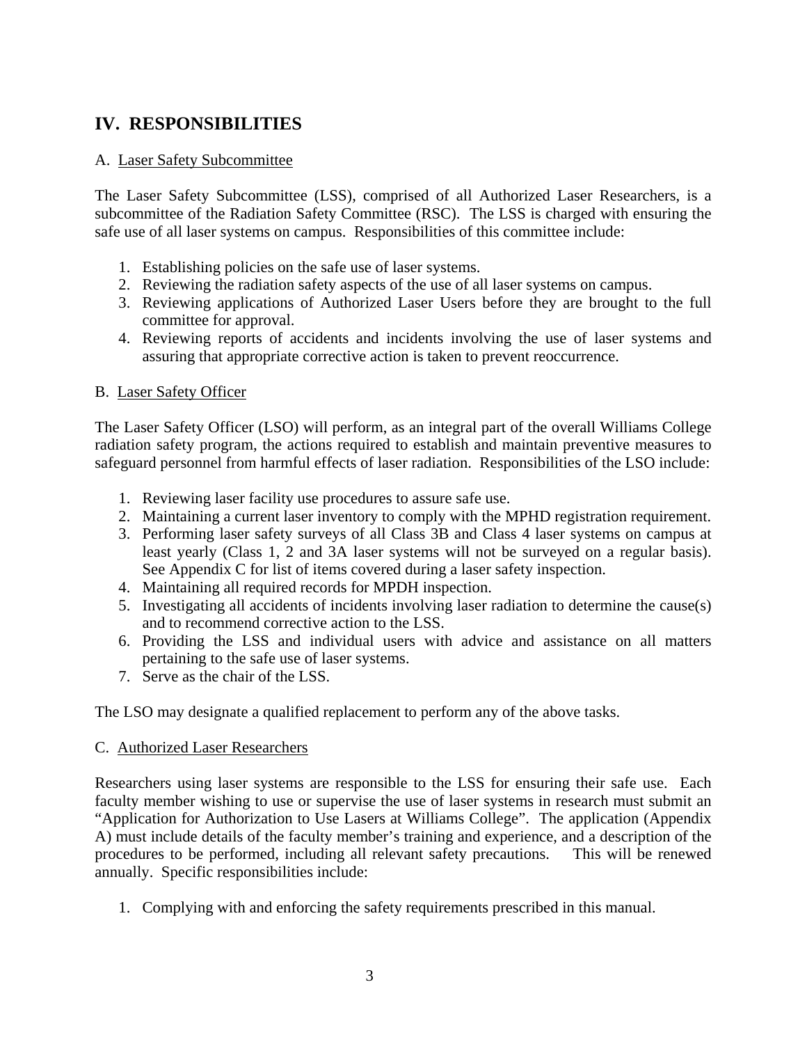## IV. RESPONSIBILITIES

### A. Laser Safety Subcommittee

The Laser Safety Subcommittee (LSS), comprised of all Authorized Laser Researchers, is a subcommittee of the Radiation Safety Committee (RSC). The LSS is charged with ensuring the safe use of all laser systems on campus. Responsibilities of this committee include:

1. Establishing policies on the safe use of laser systems.
2. Reviewing the radiation safety aspects of the use of all laser systems on campus.
3. Reviewing applications of Authorized Laser Users before they are brought to the full committee for approval.
4. Reviewing reports of accidents and incidents involving the use of laser systems and assuring that appropriate corrective action is taken to prevent reoccurrence.

### B. Laser Safety Officer

The Laser Safety Officer (LSO) will perform, as an integral part of the overall Williams College radiation safety program, the actions required to establish and maintain preventive measures to safeguard personnel from harmful effects of laser radiation. Responsibilities of the LSO include:

1. Reviewing laser facility use procedures to assure safe use.
2. Maintaining a current laser inventory to comply with the MPHD registration requirement.
3. Performing laser safety surveys of all Class 3B and Class 4 laser systems on campus at least yearly (Class 1, 2 and 3A laser systems will not be surveyed on a regular basis). See Appendix C for list of items covered during a laser safety inspection.
4. Maintaining all required records for MPDH inspection.
5. Investigating all accidents of incidents involving laser radiation to determine the cause(s) and to recommend corrective action to the LSS.
6. Providing the LSS and individual users with advice and assistance on all matters pertaining to the safe use of laser systems.
7. Serve as the chair of the LSS.

The LSO may designate a qualified replacement to perform any of the above tasks.

### C. Authorized Laser Researchers

Researchers using laser systems are responsible to the LSS for ensuring their safe use. Each faculty member wishing to use or supervise the use of laser systems in research must submit an "Application for Authorization to Use Lasers at Williams College". The application (Appendix A) must include details of the faculty member's training and experience, and a description of the procedures to be performed, including all relevant safety precautions. This will be renewed annually. Specific responsibilities include:

1. Complying with and enforcing the safety requirements prescribed in this manual.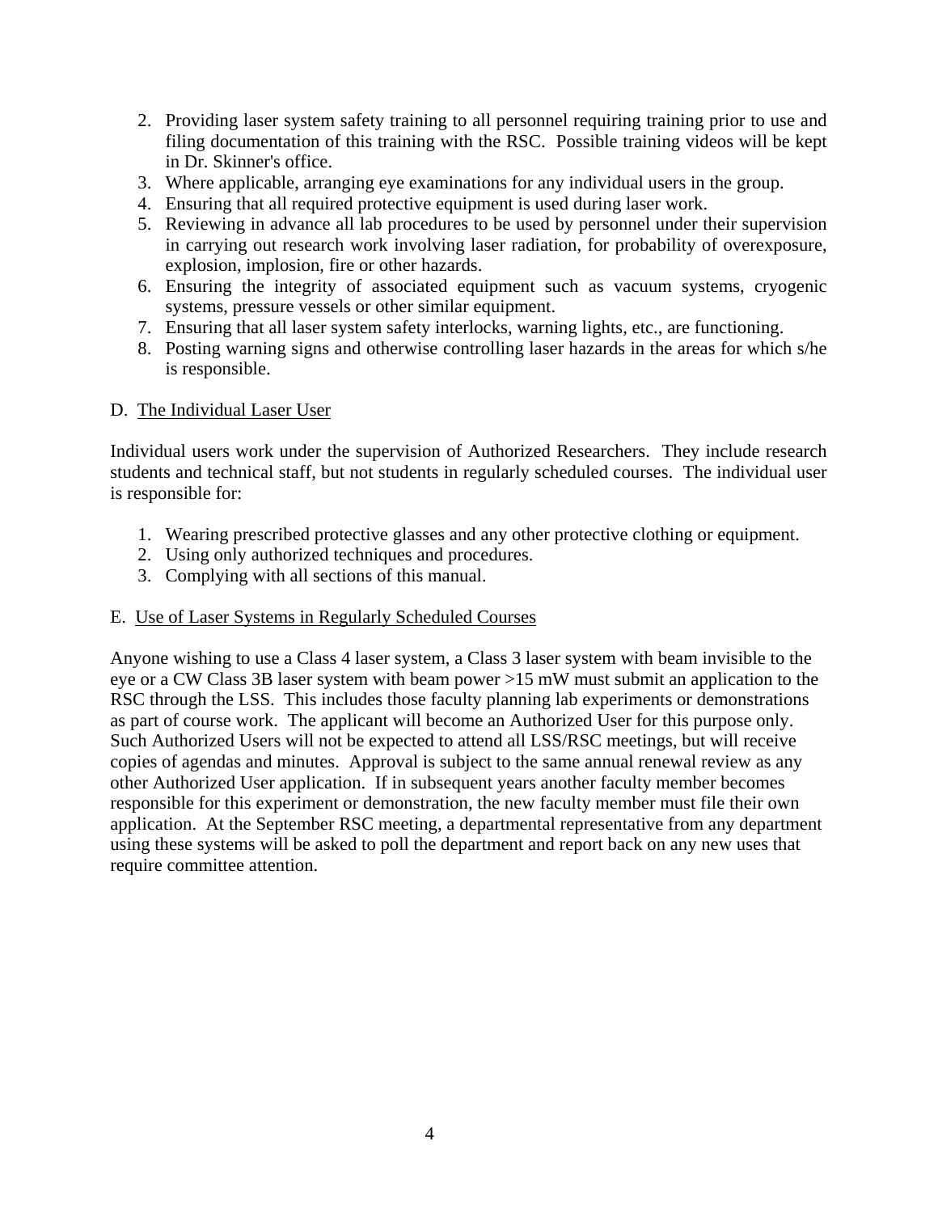2. Providing laser system safety training to all personnel requiring training prior to use and filing documentation of this training with the RSC. Possible training videos will be kept in Dr. Skinner's office.
3. Where applicable, arranging eye examinations for any individual users in the group.
4. Ensuring that all required protective equipment is used during laser work.
5. Reviewing in advance all lab procedures to be used by personnel under their supervision in carrying out research work involving laser radiation, for probability of overexposure, explosion, implosion, fire or other hazards.
6. Ensuring the integrity of associated equipment such as vacuum systems, cryogenic systems, pressure vessels or other similar equipment.
7. Ensuring that all laser system safety interlocks, warning lights, etc., are functioning.
8. Posting warning signs and otherwise controlling laser hazards in the areas for which s/he is responsible.

D. The Individual Laser User

Individual users work under the supervision of Authorized Researchers. They include research students and technical staff, but not students in regularly scheduled courses. The individual user is responsible for:

1. Wearing prescribed protective glasses and any other protective clothing or equipment.
2. Using only authorized techniques and procedures.
3. Complying with all sections of this manual.

E. Use of Laser Systems in Regularly Scheduled Courses

Anyone wishing to use a Class 4 laser system, a Class 3 laser system with beam invisible to the eye or a CW Class 3B laser system with beam power >15 mW must submit an application to the RSC through the LSS. This includes those faculty planning lab experiments or demonstrations as part of course work. The applicant will become an Authorized User for this purpose only. Such Authorized Users will not be expected to attend all LSS/RSC meetings, but will receive copies of agendas and minutes. Approval is subject to the same annual renewal review as any other Authorized User application. If in subsequent years another faculty member becomes responsible for this experiment or demonstration, the new faculty member must file their own application. At the September RSC meeting, a departmental representative from any department using these systems will be asked to poll the department and report back on any new uses that require committee attention.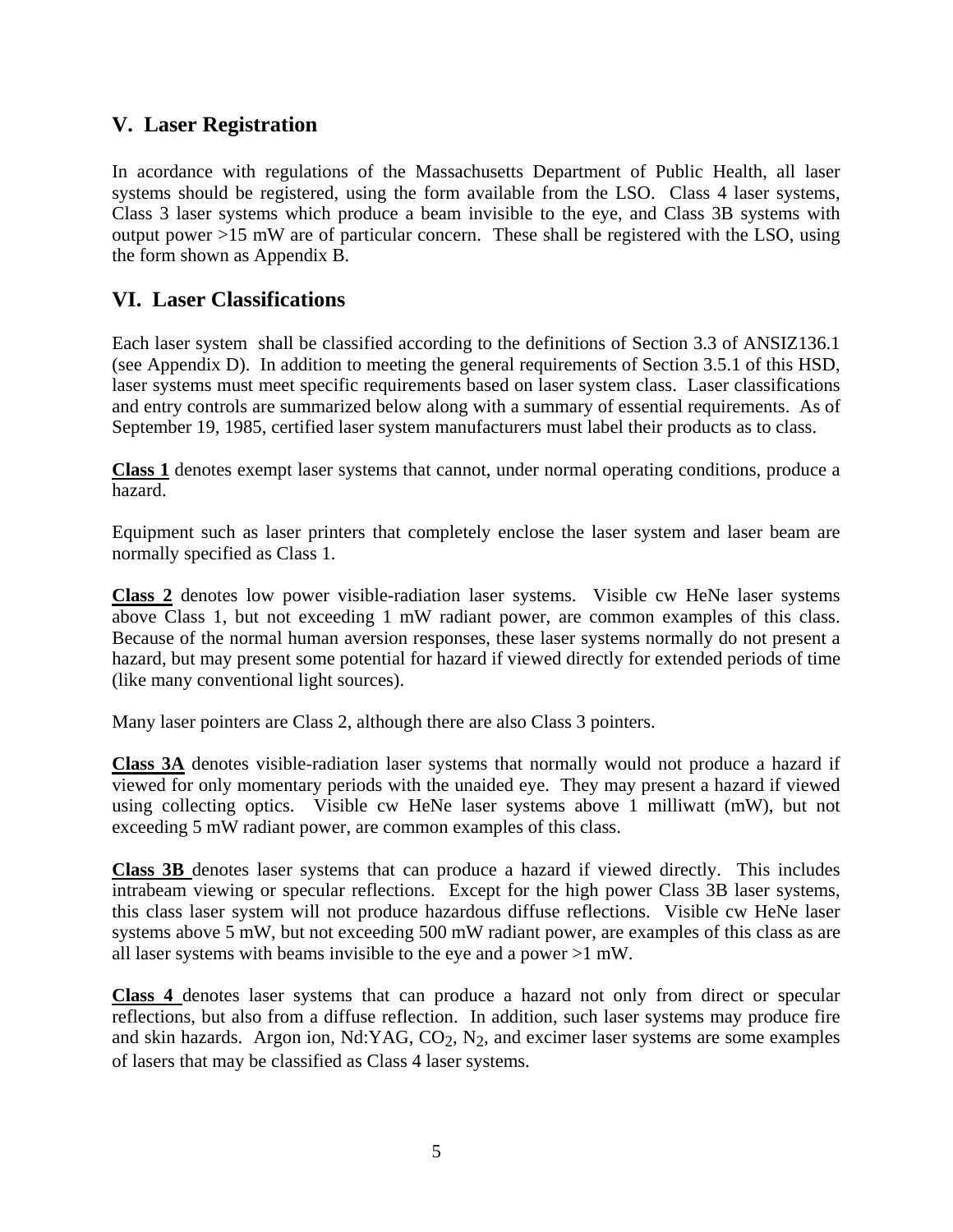## V. Laser Registration

In acordance with regulations of the Massachusetts Department of Public Health, all laser systems should be registered, using the form available from the LSO. Class 4 laser systems, Class 3 laser systems which produce a beam invisible to the eye, and Class 3B systems with output power >15 mW are of particular concern. These shall be registered with the LSO, using the form shown as Appendix B.

## VI. Laser Classifications

Each laser system shall be classified according to the definitions of Section 3.3 of ANSIZ136.1 (see Appendix D). In addition to meeting the general requirements of Section 3.5.1 of this HSD, laser systems must meet specific requirements based on laser system class. Laser classifications and entry controls are summarized below along with a summary of essential requirements. As of September 19, 1985, certified laser system manufacturers must label their products as to class.

**Class 1** denotes exempt laser systems that cannot, under normal operating conditions, produce a hazard.

Equipment such as laser printers that completely enclose the laser system and laser beam are normally specified as Class 1.

**Class 2** denotes low power visible-radiation laser systems. Visible cw HeNe laser systems above Class 1, but not exceeding 1 mW radiant power, are common examples of this class. Because of the normal human aversion responses, these laser systems normally do not present a hazard, but may present some potential for hazard if viewed directly for extended periods of time (like many conventional light sources).

Many laser pointers are Class 2, although there are also Class 3 pointers.

**Class 3A** denotes visible-radiation laser systems that normally would not produce a hazard if viewed for only momentary periods with the unaided eye. They may present a hazard if viewed using collecting optics. Visible cw HeNe laser systems above 1 milliwatt (mW), but not exceeding 5 mW radiant power, are common examples of this class.

**Class 3B** denotes laser systems that can produce a hazard if viewed directly. This includes intrabeam viewing or specular reflections. Except for the high power Class 3B laser systems, this class laser system will not produce hazardous diffuse reflections. Visible cw HeNe laser systems above 5 mW, but not exceeding 500 mW radiant power, are examples of this class as are all laser systems with beams invisible to the eye and a power >1 mW.

**Class 4** denotes laser systems that can produce a hazard not only from direct or specular reflections, but also from a diffuse reflection. In addition, such laser systems may produce fire and skin hazards. Argon ion, Nd:YAG, $CO_2$, $N_2$, and excimer laser systems are some examples of lasers that may be classified as Class 4 laser systems.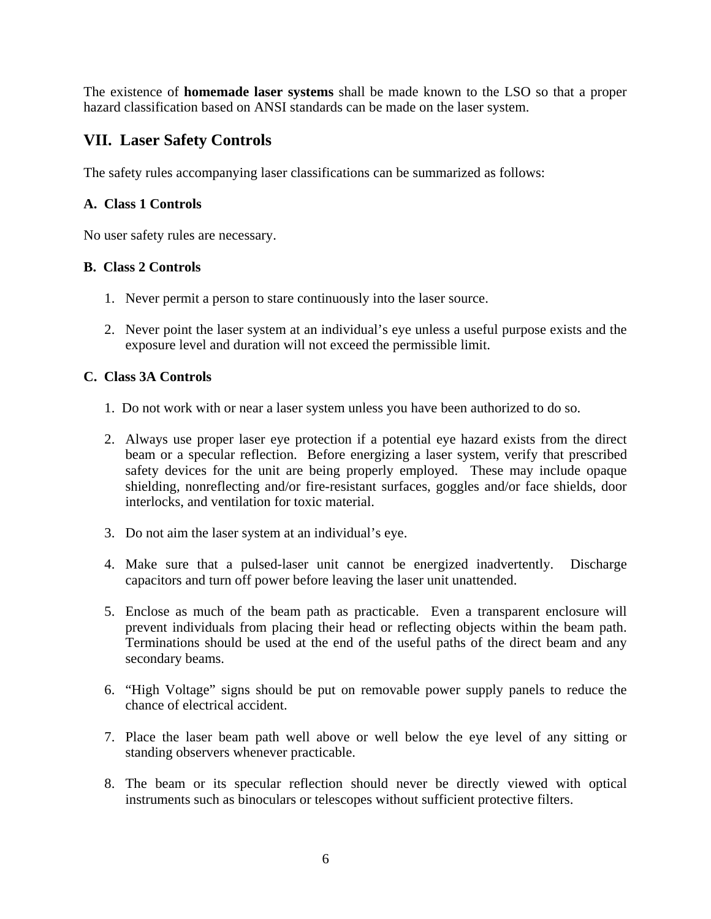The existence of **homemade laser systems** shall be made known to the LSO so that a proper hazard classification based on ANSI standards can be made on the laser system.

## VII. Laser Safety Controls

The safety rules accompanying laser classifications can be summarized as follows:

### A. Class 1 Controls

No user safety rules are necessary.

### B. Class 2 Controls

1. Never permit a person to stare continuously into the laser source.

2. Never point the laser system at an individual's eye unless a useful purpose exists and the exposure level and duration will not exceed the permissible limit.

### C. Class 3A Controls

1. Do not work with or near a laser system unless you have been authorized to do so.

2. Always use proper laser eye protection if a potential eye hazard exists from the direct beam or a specular reflection. Before energizing a laser system, verify that prescribed safety devices for the unit are being properly employed. These may include opaque shielding, nonreflecting and/or fire-resistant surfaces, goggles and/or face shields, door interlocks, and ventilation for toxic material.

3. Do not aim the laser system at an individual's eye.

4. Make sure that a pulsed-laser unit cannot be energized inadvertently. Discharge capacitors and turn off power before leaving the laser unit unattended.

5. Enclose as much of the beam path as practicable. Even a transparent enclosure will prevent individuals from placing their head or reflecting objects within the beam path. Terminations should be used at the end of the useful paths of the direct beam and any secondary beams.

6. "High Voltage" signs should be put on removable power supply panels to reduce the chance of electrical accident.

7. Place the laser beam path well above or well below the eye level of any sitting or standing observers whenever practicable.

8. The beam or its specular reflection should never be directly viewed with optical instruments such as binoculars or telescopes without sufficient protective filters.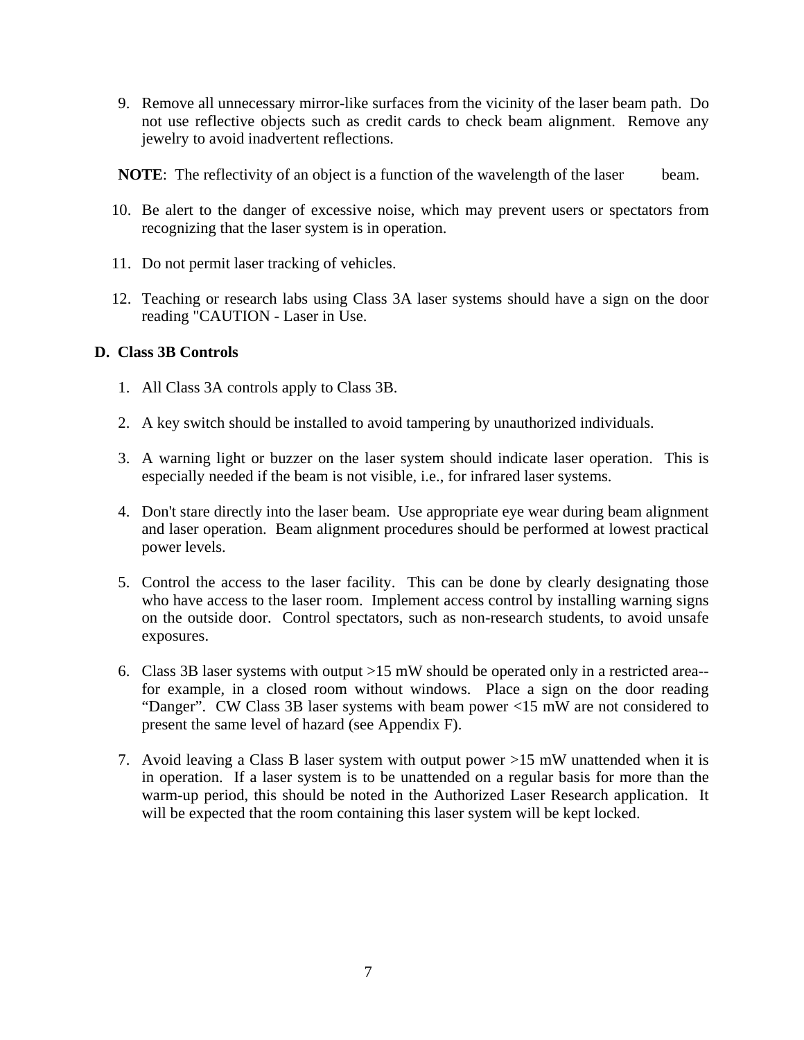9. Remove all unnecessary mirror-like surfaces from the vicinity of the laser beam path. Do not use reflective objects such as credit cards to check beam alignment. Remove any jewelry to avoid inadvertent reflections.

**NOTE**: The reflectivity of an object is a function of the wavelength of the laser beam.

10. Be alert to the danger of excessive noise, which may prevent users or spectators from recognizing that the laser system is in operation.

11. Do not permit laser tracking of vehicles.

12. Teaching or research labs using Class 3A laser systems should have a sign on the door reading "CAUTION - Laser in Use.

**D. Class 3B Controls**

1. All Class 3A controls apply to Class 3B.

2. A key switch should be installed to avoid tampering by unauthorized individuals.

3. A warning light or buzzer on the laser system should indicate laser operation. This is especially needed if the beam is not visible, i.e., for infrared laser systems.

4. Don't stare directly into the laser beam. Use appropriate eye wear during beam alignment and laser operation. Beam alignment procedures should be performed at lowest practical power levels.

5. Control the access to the laser facility. This can be done by clearly designating those who have access to the laser room. Implement access control by installing warning signs on the outside door. Control spectators, such as non-research students, to avoid unsafe exposures.

6. Class 3B laser systems with output >15 mW should be operated only in a restricted area--for example, in a closed room without windows. Place a sign on the door reading "Danger". CW Class 3B laser systems with beam power <15 mW are not considered to present the same level of hazard (see Appendix F).

7. Avoid leaving a Class B laser system with output power >15 mW unattended when it is in operation. If a laser system is to be unattended on a regular basis for more than the warm-up period, this should be noted in the Authorized Laser Research application. It will be expected that the room containing this laser system will be kept locked.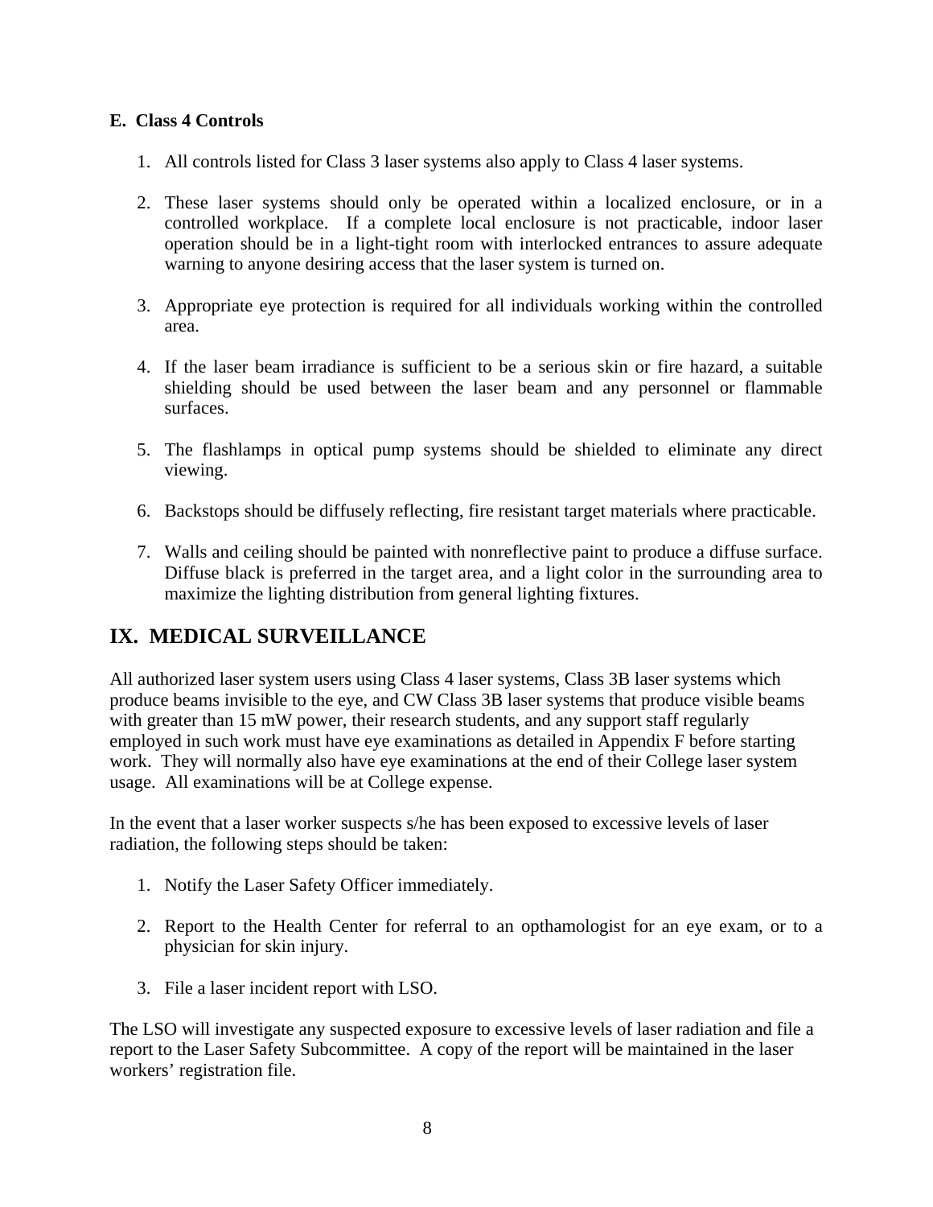### E. Class 4 Controls

1. All controls listed for Class 3 laser systems also apply to Class 4 laser systems.

2. These laser systems should only be operated within a localized enclosure, or in a controlled workplace. If a complete local enclosure is not practicable, indoor laser operation should be in a light-tight room with interlocked entrances to assure adequate warning to anyone desiring access that the laser system is turned on.

3. Appropriate eye protection is required for all individuals working within the controlled area.

4. If the laser beam irradiance is sufficient to be a serious skin or fire hazard, a suitable shielding should be used between the laser beam and any personnel or flammable surfaces.

5. The flashlamps in optical pump systems should be shielded to eliminate any direct viewing.

6. Backstops should be diffusely reflecting, fire resistant target materials where practicable.

7. Walls and ceiling should be painted with nonreflective paint to produce a diffuse surface. Diffuse black is preferred in the target area, and a light color in the surrounding area to maximize the lighting distribution from general lighting fixtures.

## IX. MEDICAL SURVEILLANCE

All authorized laser system users using Class 4 laser systems, Class 3B laser systems which produce beams invisible to the eye, and CW Class 3B laser systems that produce visible beams with greater than 15 mW power, their research students, and any support staff regularly employed in such work must have eye examinations as detailed in Appendix F before starting work. They will normally also have eye examinations at the end of their College laser system usage. All examinations will be at College expense.

In the event that a laser worker suspects s/he has been exposed to excessive levels of laser radiation, the following steps should be taken:

1. Notify the Laser Safety Officer immediately.

2. Report to the Health Center for referral to an opthamologist for an eye exam, or to a physician for skin injury.

3. File a laser incident report with LSO.

The LSO will investigate any suspected exposure to excessive levels of laser radiation and file a report to the Laser Safety Subcommittee. A copy of the report will be maintained in the laser workers' registration file.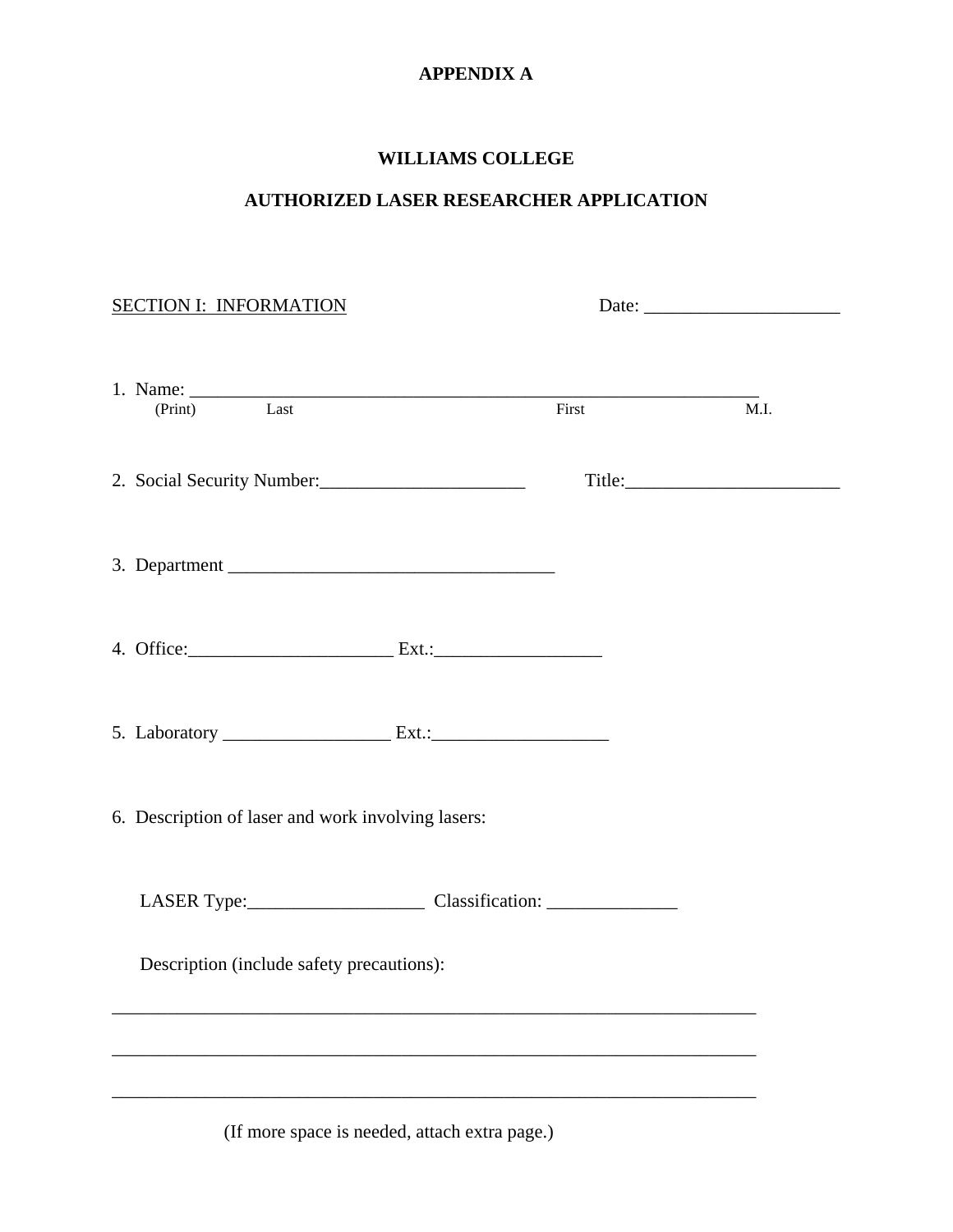**APPENDIX A**

**WILLIAMS COLLEGE**

**AUTHORIZED LASER RESEARCHER APPLICATION**

SECTION I: INFORMATION                    Date: _____________________

1. Name: ______________________________________________________________
   (Print)     Last                                    First                    M.I.

2. Social Security Number:______________________     Title:_______________________

3. Department ___________________________________

4. Office:______________________ Ext.:_________________

5. Laboratory __________________ Ext.:___________________

6. Description of laser and work involving lasers:

   LASER Type:___________________ Classification: ______________

   Description (include safety precautions):

______________________________________________________________________

______________________________________________________________________

______________________________________________________________________

(If more space is needed, attach extra page.)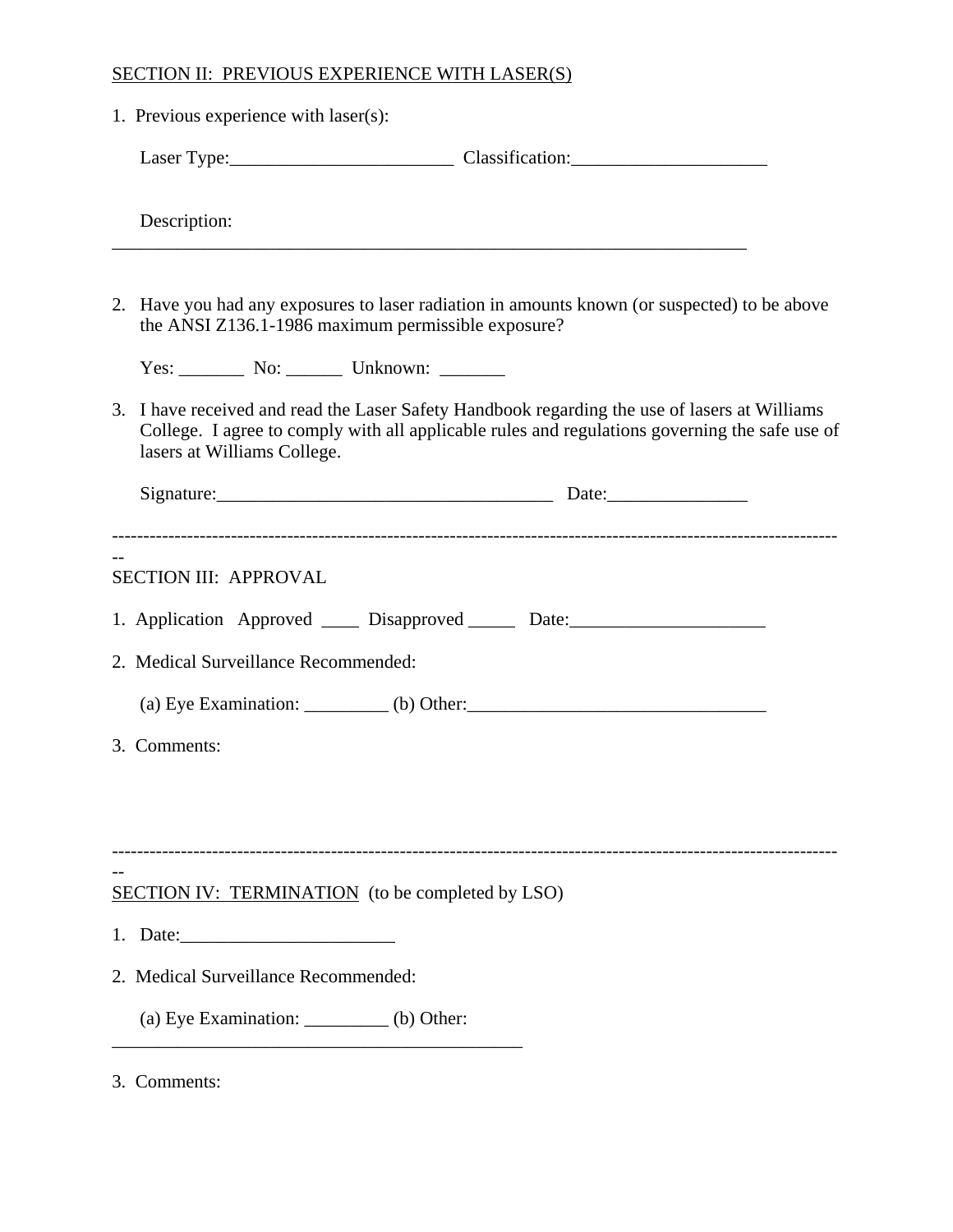SECTION II: PREVIOUS EXPERIENCE WITH LASER(S)

1. Previous experience with laser(s):

   Laser Type:________________________ Classification:_____________________

   Description:
_______________________________________________________________________

2. Have you had any exposures to laser radiation in amounts known (or suspected) to be above the ANSI Z136.1-1986 maximum permissible exposure?

   Yes: _______ No: ______ Unknown: _______

3. I have received and read the Laser Safety Handbook regarding the use of lasers at Williams College. I agree to comply with all applicable rules and regulations governing the safe use of lasers at Williams College.

   Signature:____________________________________ Date:_______________

---------------------------------------------------------------------------------------------------------------------

SECTION III: APPROVAL

1. Application Approved ____ Disapproved _____ Date:_____________________

2. Medical Surveillance Recommended:

   (a) Eye Examination: _________ (b) Other:________________________________

3. Comments:

---------------------------------------------------------------------------------------------------------------------

SECTION IV: TERMINATION (to be completed by LSO)

1. Date:_______________________

2. Medical Surveillance Recommended:

   (a) Eye Examination: _________ (b) Other:
_____________________________________________

3. Comments: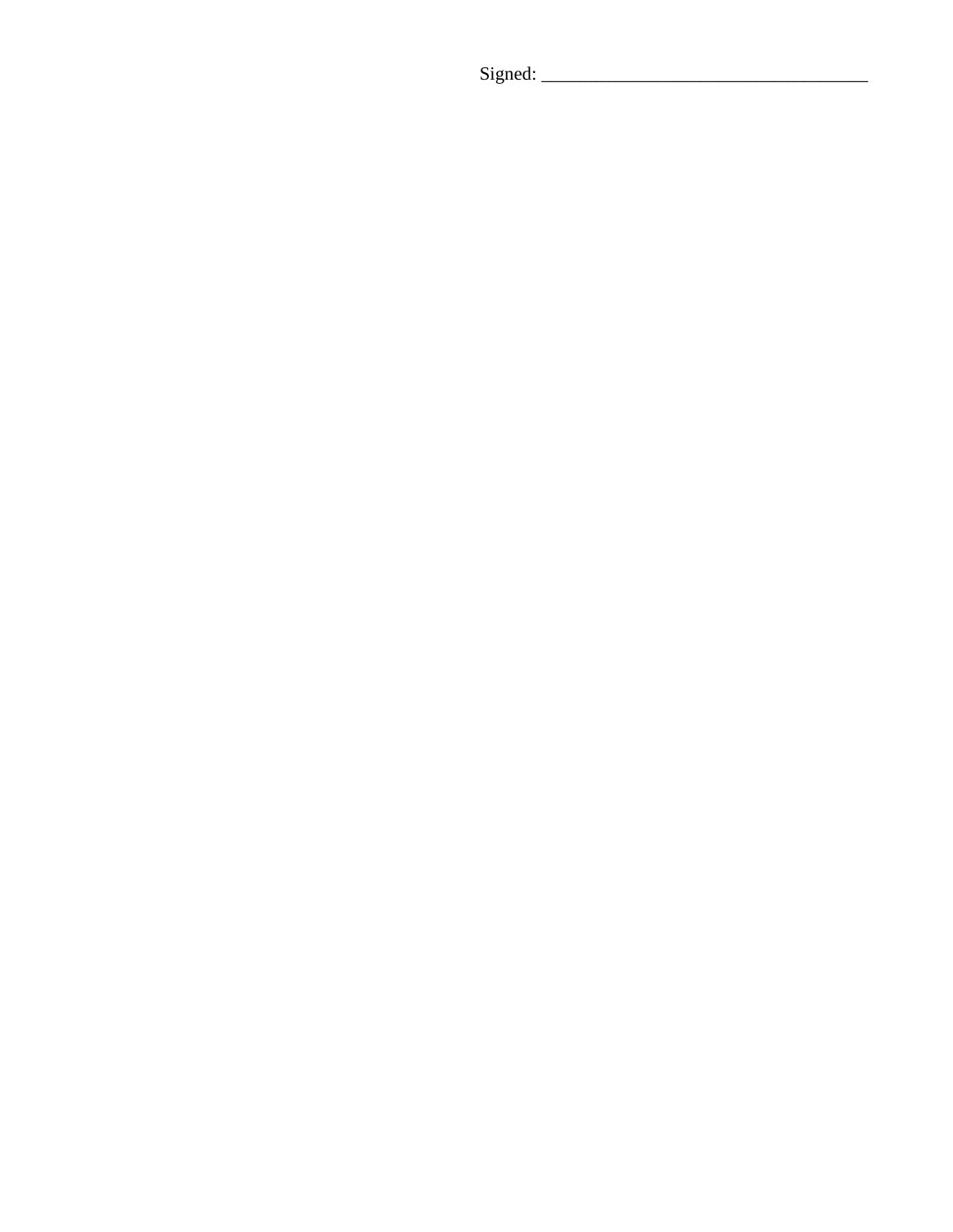Signed: ____________________________________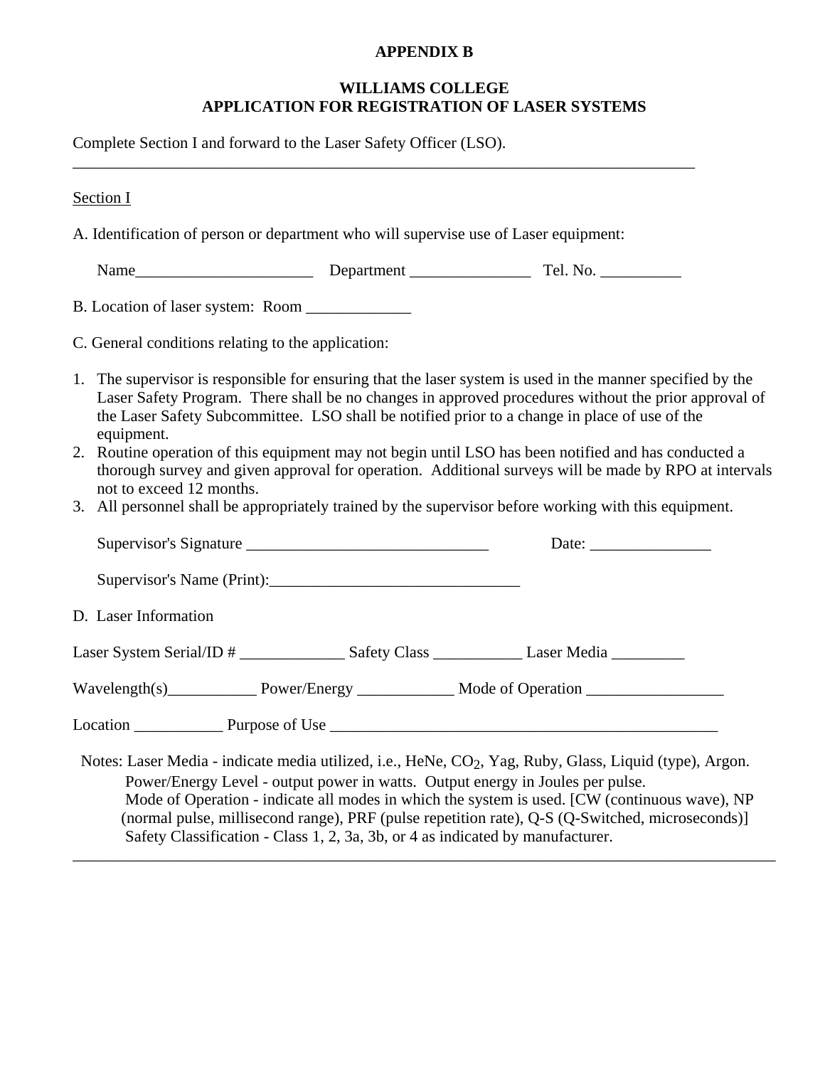**APPENDIX B**

**WILLIAMS COLLEGE**
**APPLICATION FOR REGISTRATION OF LASER SYSTEMS**

Complete Section I and forward to the Laser Safety Officer (LSO).

---

Section I

A. Identification of person or department who will supervise use of Laser equipment:

Name______________________ Department _______________ Tel. No. __________

B. Location of laser system: Room _____________

C. General conditions relating to the application:

1. The supervisor is responsible for ensuring that the laser system is used in the manner specified by the Laser Safety Program. There shall be no changes in approved procedures without the prior approval of the Laser Safety Subcommittee. LSO shall be notified prior to a change in place of use of the equipment.
2. Routine operation of this equipment may not begin until LSO has been notified and has conducted a thorough survey and given approval for operation. Additional surveys will be made by RPO at intervals not to exceed 12 months.
3. All personnel shall be appropriately trained by the supervisor before working with this equipment.

Supervisor's Signature ______________________________ Date: _______________

Supervisor's Name (Print):_______________________________

D. Laser Information

Laser System Serial/ID # _____________ Safety Class ___________ Laser Media _________

Wavelength(s)___________ Power/Energy ____________ Mode of Operation _________________

Location ___________ Purpose of Use __________________________________________________

Notes: Laser Media - indicate media utilized, i.e., HeNe, $CO_2$, Yag, Ruby, Glass, Liquid (type), Argon.
Power/Energy Level - output power in watts. Output energy in Joules per pulse.
Mode of Operation - indicate all modes in which the system is used. [CW (continuous wave), NP (normal pulse, millisecond range), PRF (pulse repetition rate), Q-S (Q-Switched, microseconds)]
Safety Classification - Class 1, 2, 3a, 3b, or 4 as indicated by manufacturer.

---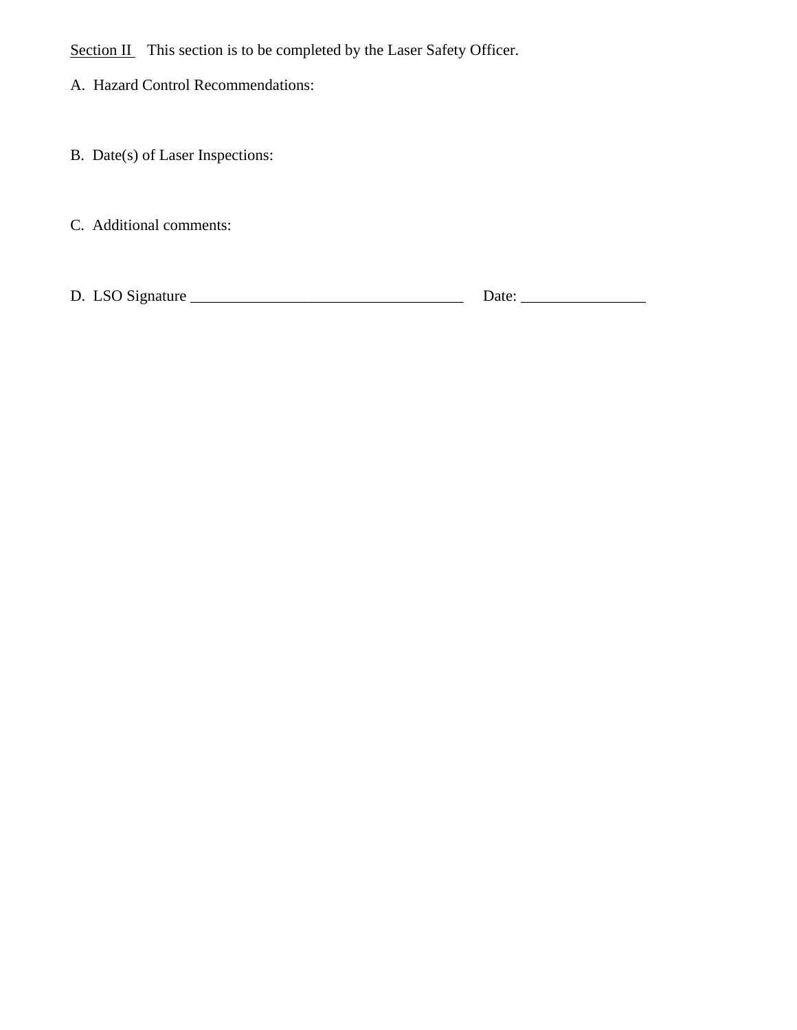Section II This section is to be completed by the Laser Safety Officer.

A. Hazard Control Recommendations:

B. Date(s) of Laser Inspections:

C. Additional comments:

D. LSO Signature ___________________________________ Date: ________________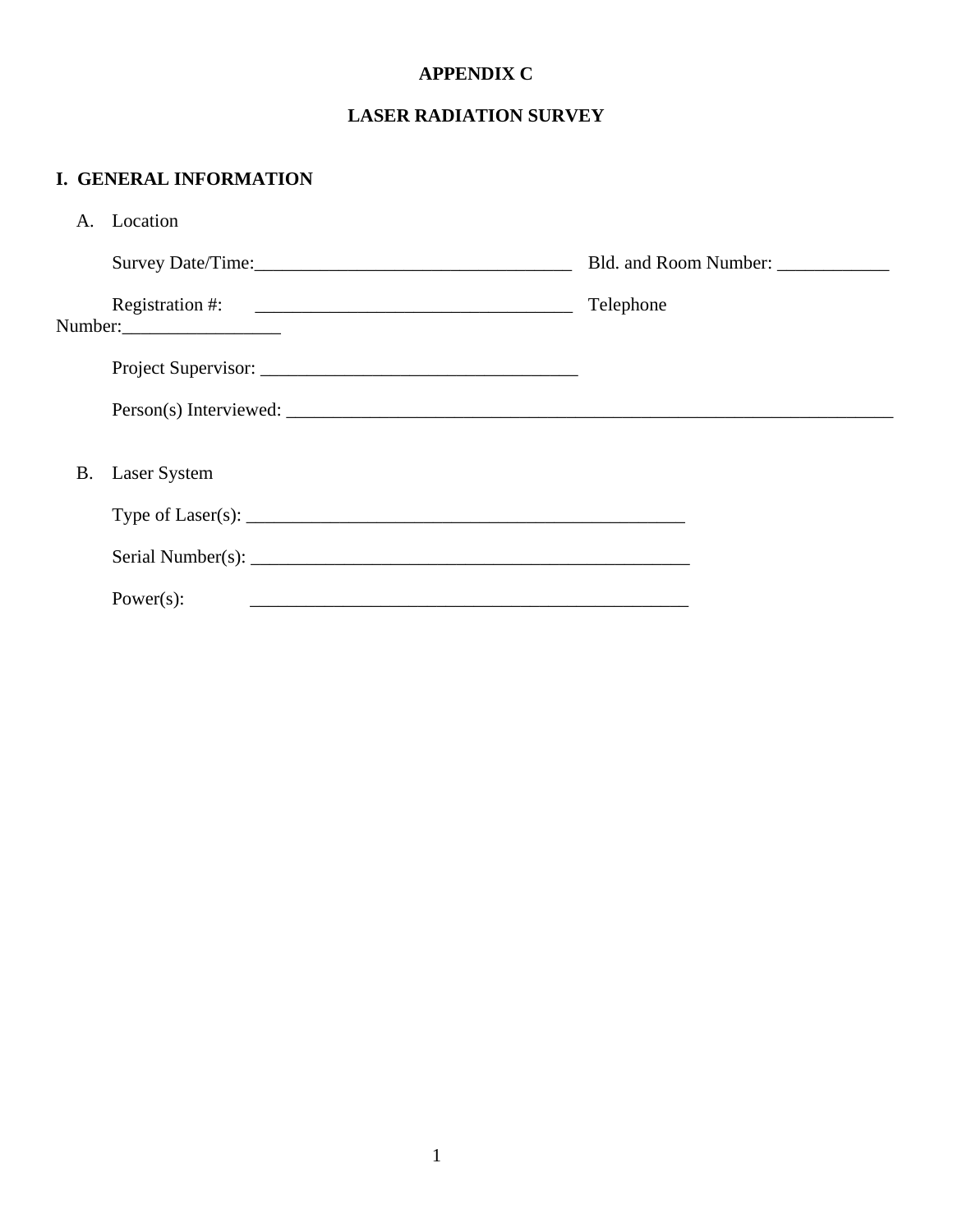# APPENDIX C

# LASER RADIATION SURVEY

## I. GENERAL INFORMATION

A. Location

Survey Date/Time:__________________________________ Bld. and Room Number: ____________

Registration #: __________________________________ Telephone Number:_________________

Project Supervisor: __________________________________

Person(s) Interviewed: ______________________________________________________________________

B. Laser System

Type of Laser(s): _________________________________________________

Serial Number(s): _________________________________________________

Power(s): _________________________________________________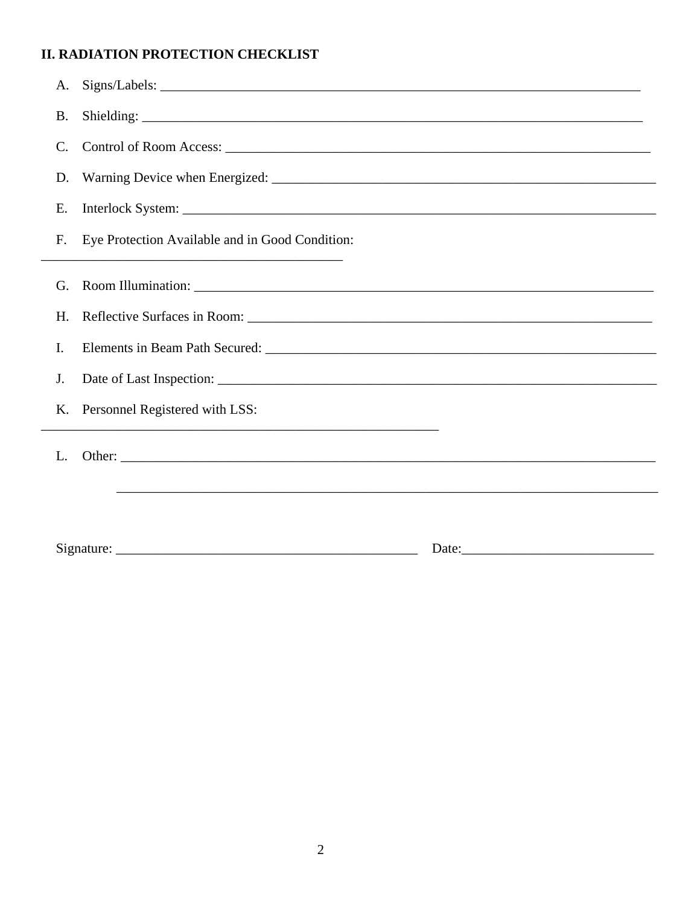## II. RADIATION PROTECTION CHECKLIST

A. Signs/Labels: ___________________________________________________________________________

B. Shielding: ______________________________________________________________________________

C. Control of Room Access: __________________________________________________________________

D. Warning Device when Energized: ____________________________________________________________

E. Interlock System: __________________________________________________________________________

F. Eye Protection Available and in Good Condition:
_______________________________________________

G. Room Illumination: ________________________________________________________________________

H. Reflective Surfaces in Room: _________________________________________________________________

I. Elements in Beam Path Secured: ______________________________________________________________

J. Date of Last Inspection: _____________________________________________________________________

K. Personnel Registered with LSS:
_______________________________________________________________

L. Other: ______________________________________________________________________________________

______________________________________________________________________________________________

Signature: _______________________________________________ Date:____________________________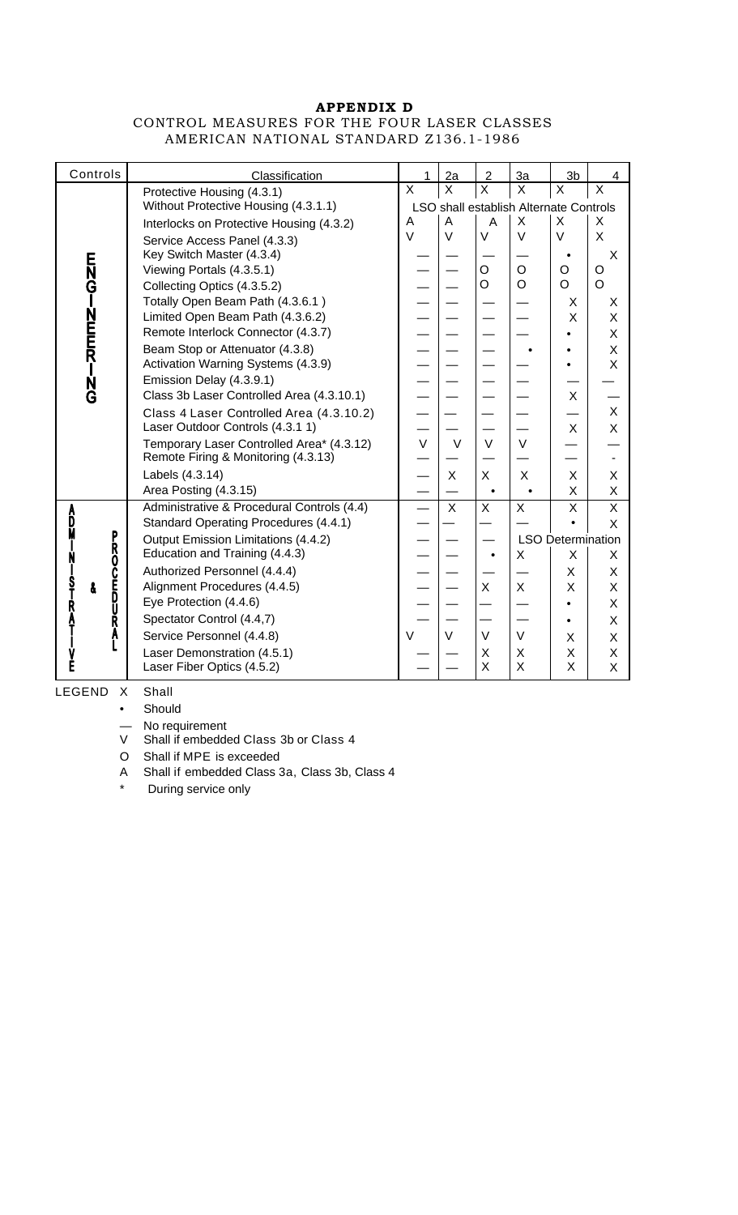# APPENDIX D

## CONTROL MEASURES FOR THE FOUR LASER CLASSES
## AMERICAN NATIONAL STANDARD Z136.1-1986

| Controls | Classification | 1 | 2a | 2 | 3a | 3b | 4 |
|---|---|---|---|---|---|---|---|
| ENGINEERING | Protective Housing (4.3.1) | X | X | X | X | X | X |
| | Without Protective Housing (4.3.1.1) | LSO shall establish Alternate Controls | | | | | |
| | Interlocks on Protective Housing (4.3.2) | A | A | A | X | X | X |
| | Service Access Panel (4.3.3) | V | V | V | V | V | X |
| | Key Switch Master (4.3.4) | — | — | — | — | • | X |
| | Viewing Portals (4.3.5.1) | — | — | O | O | O | O |
| | Collecting Optics (4.3.5.2) | — | — | O | O | O | O |
| | Totally Open Beam Path (4.3.6.1 ) | — | — | — | — | X | X |
| | Limited Open Beam Path (4.3.6.2) | — | — | — | — | X | X |
| | Remote Interlock Connector (4.3.7) | — | — | — | — | • | X |
| | Beam Stop or Attenuator (4.3.8) | — | — | — | • | • | X |
| | Activation Warning Systems (4.3.9) | — | — | — | — | • | X |
| | Emission Delay (4.3.9.1) | — | — | — | — | — | — |
| | Class 3b Laser Controlled Area (4.3.10.1) | — | — | — | — | X | — |
| | Class 4 Laser Controlled Area (4.3.10.2) | — | — | — | — | — | X |
| | Laser Outdoor Controls (4.3.1 1) | — | — | — | — | X | X |
| | Temporary Laser Controlled Area* (4.3.12) | V | V | V | V | — | — |
| | Remote Firing & Monitoring (4.3.13) | — | — | — | — | — | - |
| | Labels (4.3.14) | — | X | X | X | X | X |
| | Area Posting (4.3.15) | — | — | • | • | X | X |
| ADMINISTRATIVE & PROCEDURAL | Administrative & Procedural Controls (4.4) | — | X | X | X | X | X |
| | Standard Operating Procedures (4.4.1) | — | — | — | — | • | X |
| | Output Emission Limitations (4.4.2) | — | — | — | LSO Determination | | |
| | Education and Training (4.4.3) | — | — | • | X | X | X |
| | Authorized Personnel (4.4.4) | — | — | — | — | X | X |
| | Alignment Procedures (4.4.5) | — | — | X | X | X | X |
| | Eye Protection (4.4.6) | — | — | — | — | • | X |
| | Spectator Control (4.4,7) | — | — | — | — | • | X |
| | Service Personnel (4.4.8) | V | V | V | V | X | X |
| | Laser Demonstration (4.5.1) | — | — | X | X | X | X |
| | Laser Fiber Optics (4.5.2) | — | — | X | X | X | X |

LEGEND
- X Shall
- • Should
- — No requirement
- V Shall if embedded Class 3b or Class 4
- O Shall if MPE is exceeded
- A Shall if embedded Class 3a, Class 3b, Class 4
- \* During service only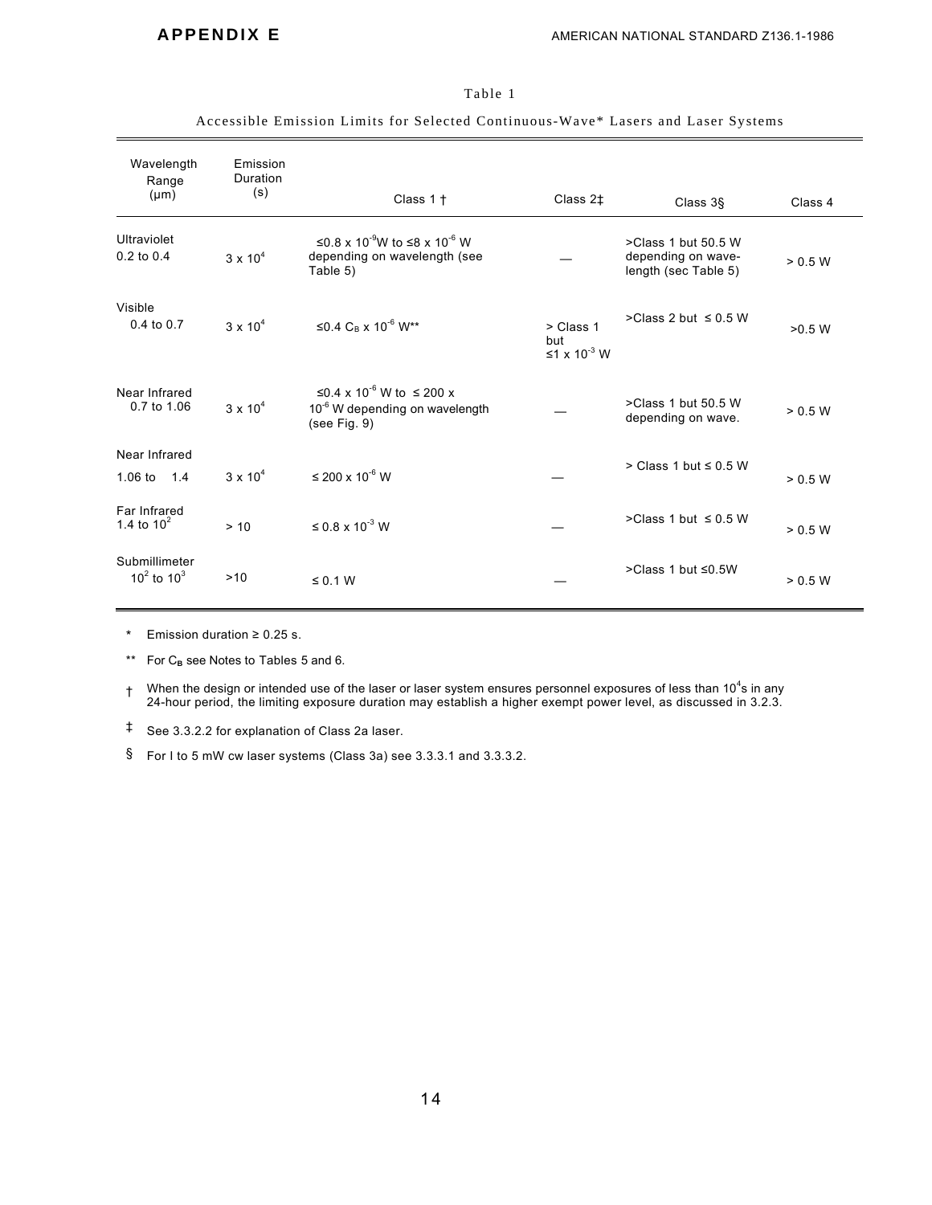Table 1

Accessible Emission Limits for Selected Continuous-Wave* Lasers and Laser Systems

| Wavelength Range (μm) | Emission Duration (s) | Class 1 † | Class 2‡ | Class 3§ | Class 4 |
|---|---|---|---|---|---|
| Ultraviolet 0.2 to 0.4 | $3 \times 10^4$ | ≤$0.8 \times 10^{-9}$W to ≤$8 \times 10^{-6}$ W depending on wavelength (see Table 5) | — | >Class 1 but 50.5 W depending on wave-length (sec Table 5) | > 0.5 W |
| Visible 0.4 to 0.7 | $3 \times 10^4$ | ≤$0.4\ C_B \times 10^{-6}$ W** | > Class 1 but ≤$1 \times 10^{-3}$ W | >Class 2 but ≤ 0.5 W | >0.5 W |
| Near Infrared 0.7 to 1.06 | $3 \times 10^4$ | ≤$0.4 \times 10^{-6}$ W to ≤ $200 \times 10^{-6}$ W depending on wavelength (see Fig. 9) | — | >Class 1 but 50.5 W depending on wave. | > 0.5 W |
| Near Infrared 1.06 to 1.4 | $3 \times 10^4$ | ≤ $200 \times 10^{-6}$ W | — | > Class 1 but ≤ 0.5 W | > 0.5 W |
| Far Infrared 1.4 to $10^2$ | > 10 | ≤ $0.8 \times 10^{-3}$ W | — | >Class 1 but ≤ 0.5 W | > 0.5 W |
| Submillimeter $10^2$ to $10^3$ | >10 | ≤ 0.1 W | — | >Class 1 but ≤0.5W | > 0.5 W |

\* Emission duration ≥ 0.25 s.

** For $C_B$ see Notes to Tables 5 and 6.

† When the design or intended use of the laser or laser system ensures personnel exposures of less than $10^4$s in any 24-hour period, the limiting exposure duration may establish a higher exempt power level, as discussed in 3.2.3.

‡ See 3.3.2.2 for explanation of Class 2a laser.

§ For I to 5 mW cw laser systems (Class 3a) see 3.3.3.1 and 3.3.3.2.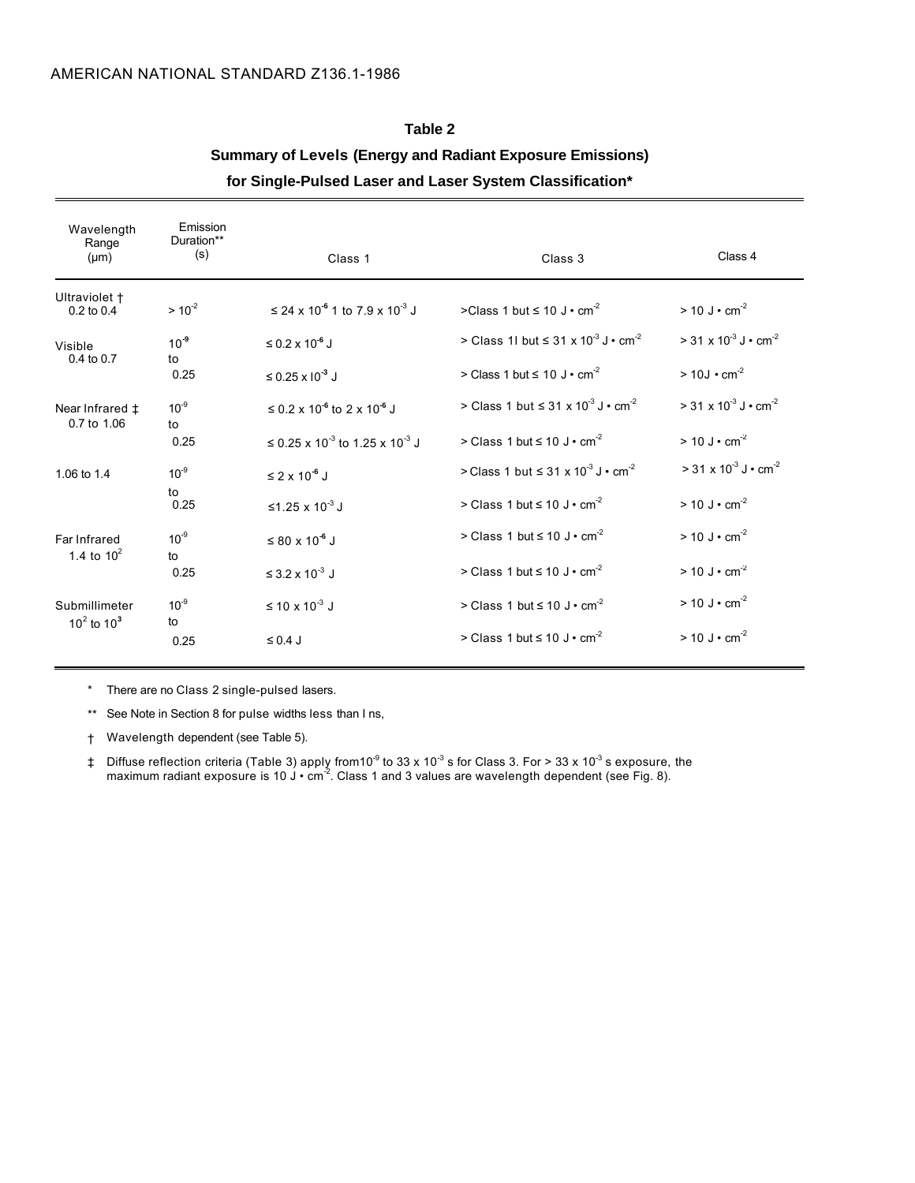## Table 2

## Summary of Levels (Energy and Radiant Exposure Emissions) for Single-Pulsed Laser and Laser System Classification*

| Wavelength Range (μm) | Emission Duration** (s) | Class 1 | Class 3 | Class 4 |
|---|---|---|---|---|
| Ultraviolet † 0.2 to 0.4 | $> 10^{-2}$ | $\leq 24 \times 10^{-6}$ 1 to $7.9 \times 10^{-3}$ J | >Class 1 but $\leq 10$ J • $cm^{-2}$ | $> 10$ J • $cm^{-2}$ |
| Visible 0.4 to 0.7 | $10^{-9}$ to | $\leq 0.2 \times 10^{-6}$ J | > Class 1l but $\leq 31 \times 10^{-3}$ J • $cm^{-2}$ | $> 31 \times 10^{-3}$ J • $cm^{-2}$ |
| | 0.25 | $\leq 0.25 \times 10^{-3}$ J | > Class 1 but $\leq 10$ J • $cm^{-2}$ | $> 10$J • $cm^{-2}$ |
| Near Infrared ‡ 0.7 to 1.06 | $10^{-9}$ to | $\leq 0.2 \times 10^{-6}$ to $2 \times 10^{-6}$ J | > Class 1 but $\leq 31 \times 10^{-3}$ J • $cm^{-2}$ | $> 31 \times 10^{-3}$ J • $cm^{-2}$ |
| | 0.25 | $\leq 0.25 \times 10^{-3}$ to $1.25 \times 10^{-3}$ J | > Class 1 but $\leq 10$ J • $cm^{-2}$ | $> 10$ J • $cm^{-2}$ |
| 1.06 to 1.4 | $10^{-9}$ to | $\leq 2 \times 10^{-6}$ J | > Class 1 but $\leq 31 \times 10^{-3}$ J • $cm^{-2}$ | $> 31 \times 10^{-3}$ J • $cm^{-2}$ |
| | 0.25 | $\leq 1.25 \times 10^{-3}$ J | > Class 1 but $\leq 10$ J • $cm^{-2}$ | $> 10$ J • $cm^{-2}$ |
| Far Infrared 1.4 to $10^{2}$ | $10^{-9}$ to | $\leq 80 \times 10^{-6}$ J | > Class 1 but $\leq 10$ J • $cm^{-2}$ | $> 10$ J • $cm^{-2}$ |
| | 0.25 | $\leq 3.2 \times 10^{-3}$ J | > Class 1 but $\leq 10$ J • $cm^{-2}$ | $> 10$ J • $cm^{-2}$ |
| Submillimeter $10^{2}$ to $10^{3}$ | $10^{-9}$ to | $\leq 10 \times 10^{-3}$ J | > Class 1 but $\leq 10$ J • $cm^{-2}$ | $> 10$ J • $cm^{-2}$ |
| | 0.25 | $\leq 0.4$ J | > Class 1 but $\leq 10$ J • $cm^{-2}$ | $> 10$ J • $cm^{-2}$ |

\* There are no Class 2 single-pulsed lasers.

** See Note in Section 8 for pulse widths less than l ns,

† Wavelength dependent (see Table 5).

‡ Diffuse reflection criteria (Table 3) apply from$10^{-9}$ to $33 \times 10^{-3}$ s for Class 3. For $> 33 \times 10^{-3}$ s exposure, the maximum radiant exposure is 10 J • $cm^{-2}$. Class 1 and 3 values are wavelength dependent (see Fig. 8).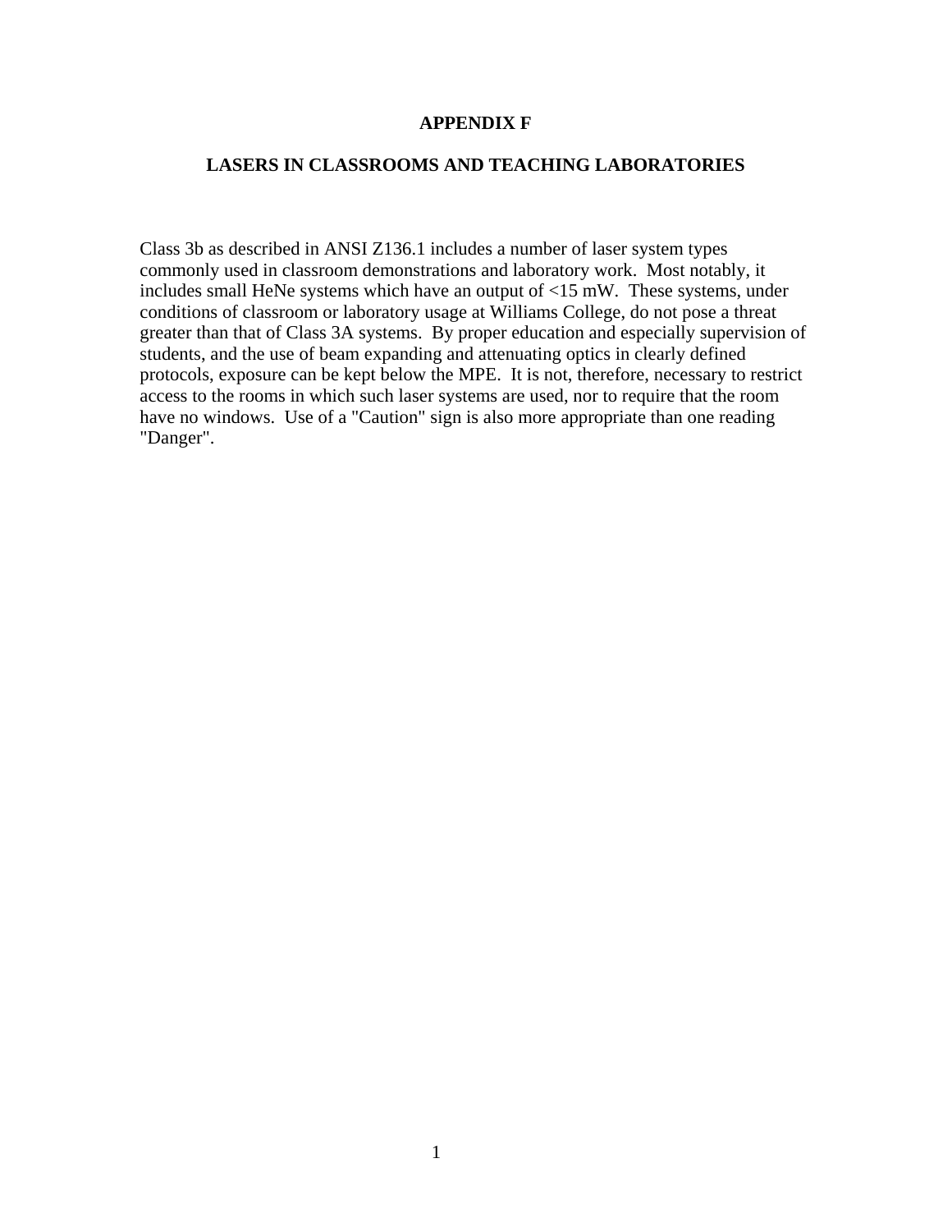# APPENDIX F

## LASERS IN CLASSROOMS AND TEACHING LABORATORIES

Class 3b as described in ANSI Z136.1 includes a number of laser system types commonly used in classroom demonstrations and laboratory work. Most notably, it includes small HeNe systems which have an output of <15 mW. These systems, under conditions of classroom or laboratory usage at Williams College, do not pose a threat greater than that of Class 3A systems. By proper education and especially supervision of students, and the use of beam expanding and attenuating optics in clearly defined protocols, exposure can be kept below the MPE. It is not, therefore, necessary to restrict access to the rooms in which such laser systems are used, nor to require that the room have no windows. Use of a "Caution" sign is also more appropriate than one reading "Danger".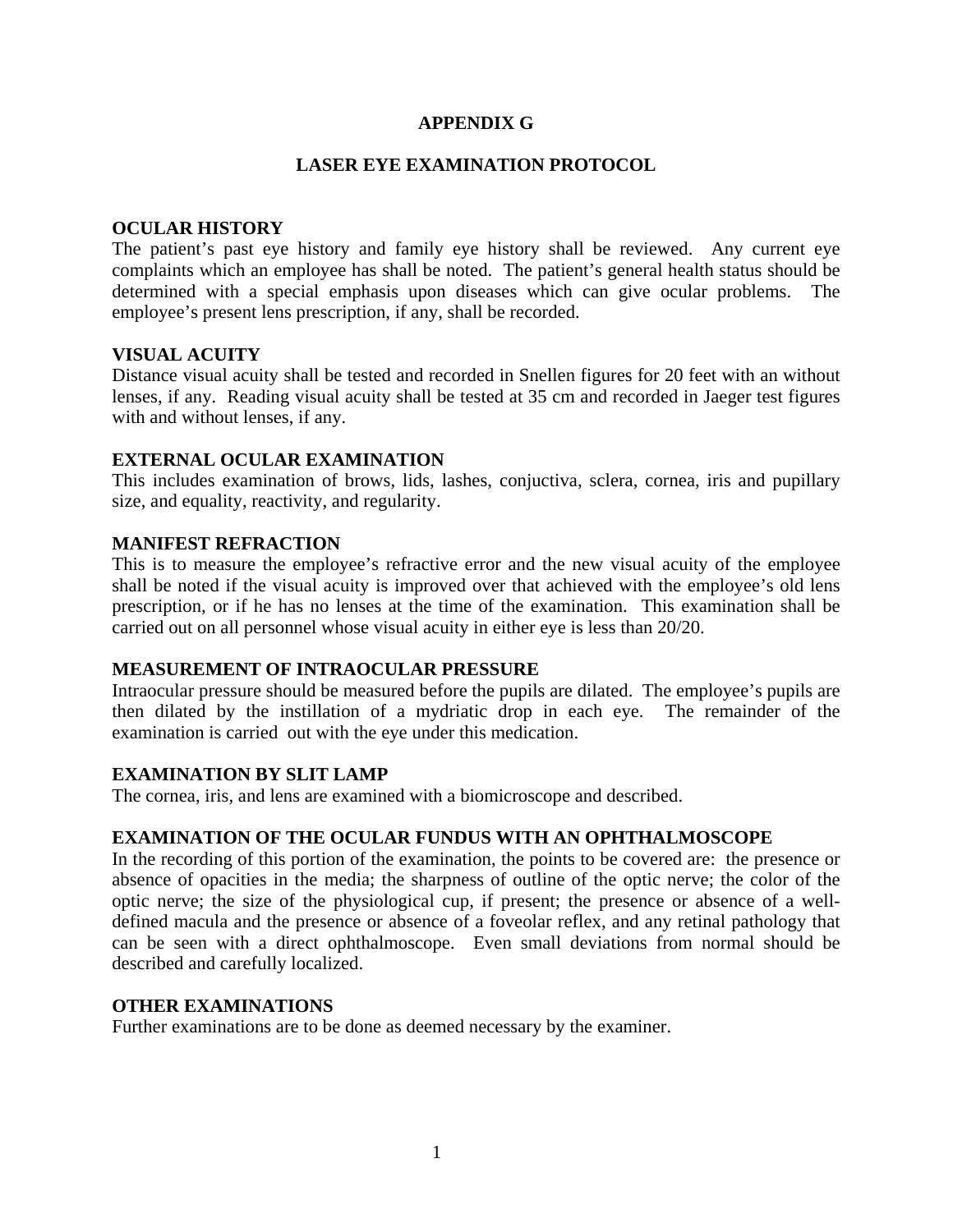# APPENDIX G

## LASER EYE EXAMINATION PROTOCOL

### OCULAR HISTORY

The patient's past eye history and family eye history shall be reviewed. Any current eye complaints which an employee has shall be noted. The patient's general health status should be determined with a special emphasis upon diseases which can give ocular problems. The employee's present lens prescription, if any, shall be recorded.

### VISUAL ACUITY

Distance visual acuity shall be tested and recorded in Snellen figures for 20 feet with an without lenses, if any. Reading visual acuity shall be tested at 35 cm and recorded in Jaeger test figures with and without lenses, if any.

### EXTERNAL OCULAR EXAMINATION

This includes examination of brows, lids, lashes, conjuctiva, sclera, cornea, iris and pupillary size, and equality, reactivity, and regularity.

### MANIFEST REFRACTION

This is to measure the employee's refractive error and the new visual acuity of the employee shall be noted if the visual acuity is improved over that achieved with the employee's old lens prescription, or if he has no lenses at the time of the examination. This examination shall be carried out on all personnel whose visual acuity in either eye is less than 20/20.

### MEASUREMENT OF INTRAOCULAR PRESSURE

Intraocular pressure should be measured before the pupils are dilated. The employee's pupils are then dilated by the instillation of a mydriatic drop in each eye. The remainder of the examination is carried out with the eye under this medication.

### EXAMINATION BY SLIT LAMP

The cornea, iris, and lens are examined with a biomicroscope and described.

### EXAMINATION OF THE OCULAR FUNDUS WITH AN OPHTHALMOSCOPE

In the recording of this portion of the examination, the points to be covered are: the presence or absence of opacities in the media; the sharpness of outline of the optic nerve; the color of the optic nerve; the size of the physiological cup, if present; the presence or absence of a well-defined macula and the presence or absence of a foveolar reflex, and any retinal pathology that can be seen with a direct ophthalmoscope. Even small deviations from normal should be described and carefully localized.

### OTHER EXAMINATIONS

Further examinations are to be done as deemed necessary by the examiner.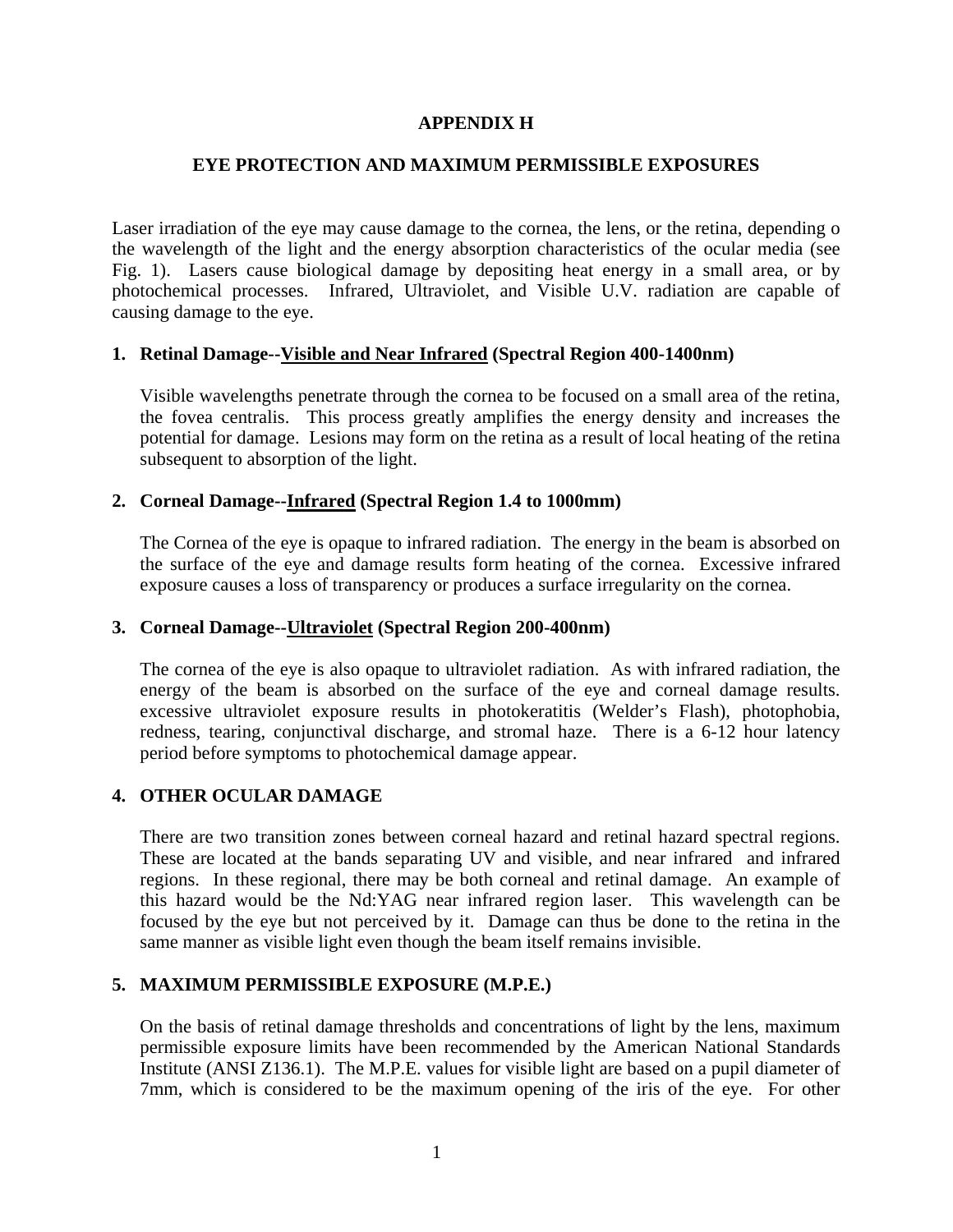**APPENDIX H**

**EYE PROTECTION AND MAXIMUM PERMISSIBLE EXPOSURES**

Laser irradiation of the eye may cause damage to the cornea, the lens, or the retina, depending o the wavelength of the light and the energy absorption characteristics of the ocular media (see Fig. 1). Lasers cause biological damage by depositing heat energy in a small area, or by photochemical processes. Infrared, Ultraviolet, and Visible U.V. radiation are capable of causing damage to the eye.

**1. Retinal Damage--Visible and Near Infrared (Spectral Region 400-1400nm)**

Visible wavelengths penetrate through the cornea to be focused on a small area of the retina, the fovea centralis. This process greatly amplifies the energy density and increases the potential for damage. Lesions may form on the retina as a result of local heating of the retina subsequent to absorption of the light.

**2. Corneal Damage--Infrared (Spectral Region 1.4 to 1000mm)**

The Cornea of the eye is opaque to infrared radiation. The energy in the beam is absorbed on the surface of the eye and damage results form heating of the cornea. Excessive infrared exposure causes a loss of transparency or produces a surface irregularity on the cornea.

**3. Corneal Damage--Ultraviolet (Spectral Region 200-400nm)**

The cornea of the eye is also opaque to ultraviolet radiation. As with infrared radiation, the energy of the beam is absorbed on the surface of the eye and corneal damage results. excessive ultraviolet exposure results in photokeratitis (Welder's Flash), photophobia, redness, tearing, conjunctival discharge, and stromal haze. There is a 6-12 hour latency period before symptoms to photochemical damage appear.

**4. OTHER OCULAR DAMAGE**

There are two transition zones between corneal hazard and retinal hazard spectral regions. These are located at the bands separating UV and visible, and near infrared and infrared regions. In these regional, there may be both corneal and retinal damage. An example of this hazard would be the Nd:YAG near infrared region laser. This wavelength can be focused by the eye but not perceived by it. Damage can thus be done to the retina in the same manner as visible light even though the beam itself remains invisible.

**5. MAXIMUM PERMISSIBLE EXPOSURE (M.P.E.)**

On the basis of retinal damage thresholds and concentrations of light by the lens, maximum permissible exposure limits have been recommended by the American National Standards Institute (ANSI Z136.1). The M.P.E. values for visible light are based on a pupil diameter of 7mm, which is considered to be the maximum opening of the iris of the eye. For other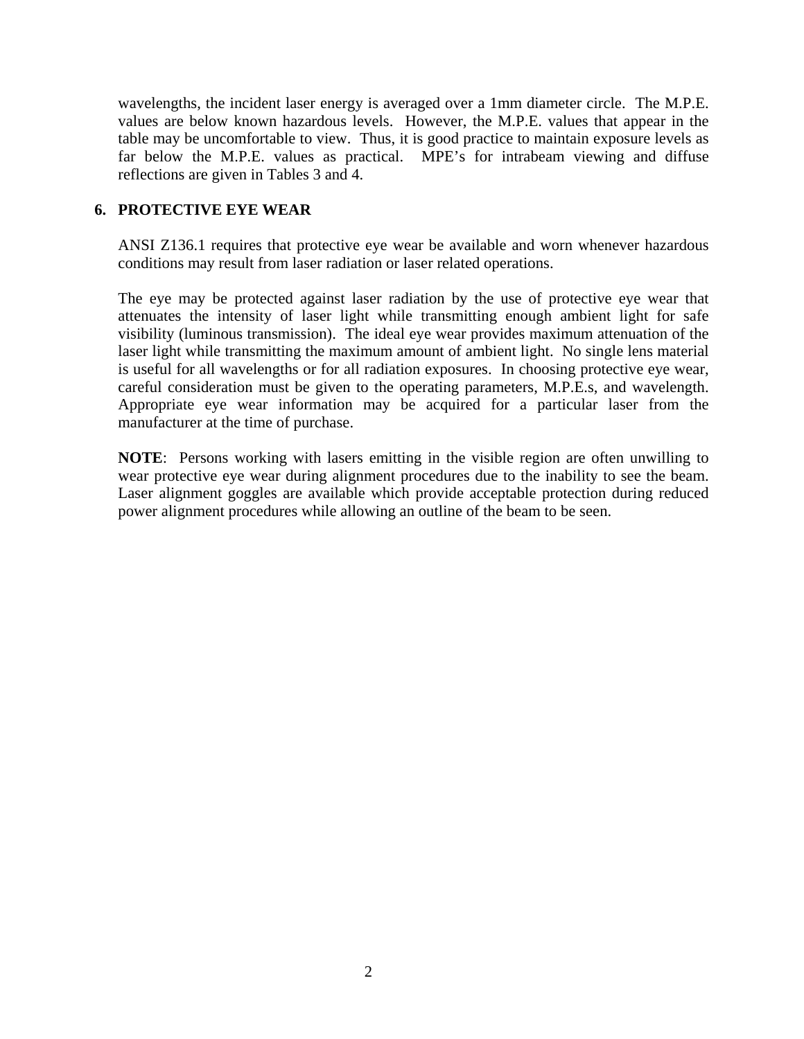wavelengths, the incident laser energy is averaged over a 1mm diameter circle. The M.P.E. values are below known hazardous levels. However, the M.P.E. values that appear in the table may be uncomfortable to view. Thus, it is good practice to maintain exposure levels as far below the M.P.E. values as practical. MPE's for intrabeam viewing and diffuse reflections are given in Tables 3 and 4.

## 6. PROTECTIVE EYE WEAR

ANSI Z136.1 requires that protective eye wear be available and worn whenever hazardous conditions may result from laser radiation or laser related operations.

The eye may be protected against laser radiation by the use of protective eye wear that attenuates the intensity of laser light while transmitting enough ambient light for safe visibility (luminous transmission). The ideal eye wear provides maximum attenuation of the laser light while transmitting the maximum amount of ambient light. No single lens material is useful for all wavelengths or for all radiation exposures. In choosing protective eye wear, careful consideration must be given to the operating parameters, M.P.E.s, and wavelength. Appropriate eye wear information may be acquired for a particular laser from the manufacturer at the time of purchase.

**NOTE**: Persons working with lasers emitting in the visible region are often unwilling to wear protective eye wear during alignment procedures due to the inability to see the beam. Laser alignment goggles are available which provide acceptable protection during reduced power alignment procedures while allowing an outline of the beam to be seen.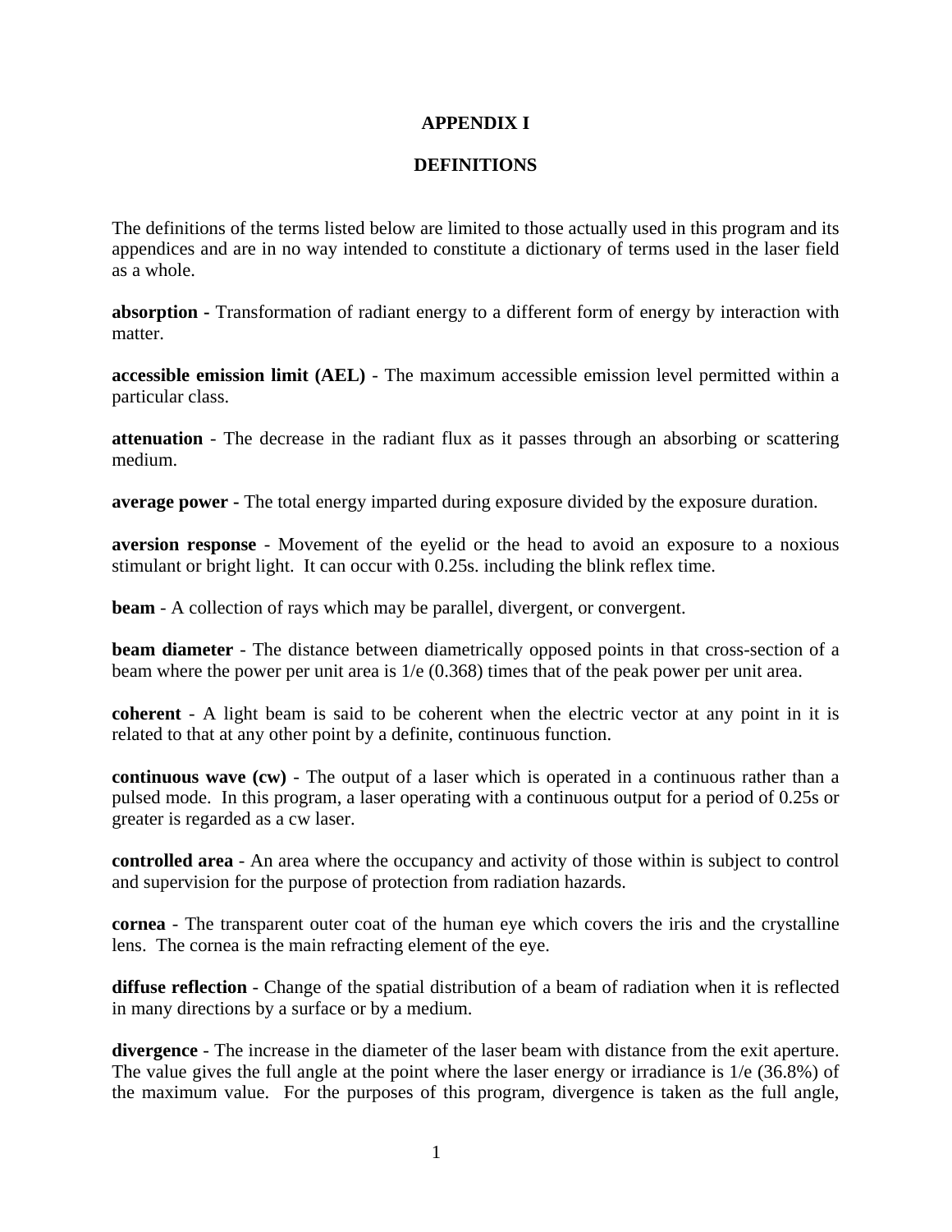# APPENDIX I

## DEFINITIONS

The definitions of the terms listed below are limited to those actually used in this program and its appendices and are in no way intended to constitute a dictionary of terms used in the laser field as a whole.

**absorption -** Transformation of radiant energy to a different form of energy by interaction with matter.

**accessible emission limit (AEL)** - The maximum accessible emission level permitted within a particular class.

**attenuation** - The decrease in the radiant flux as it passes through an absorbing or scattering medium.

**average power -** The total energy imparted during exposure divided by the exposure duration.

**aversion response** - Movement of the eyelid or the head to avoid an exposure to a noxious stimulant or bright light. It can occur with 0.25s. including the blink reflex time.

**beam** - A collection of rays which may be parallel, divergent, or convergent.

**beam diameter** - The distance between diametrically opposed points in that cross-section of a beam where the power per unit area is 1/e (0.368) times that of the peak power per unit area.

**coherent** - A light beam is said to be coherent when the electric vector at any point in it is related to that at any other point by a definite, continuous function.

**continuous wave (cw)** - The output of a laser which is operated in a continuous rather than a pulsed mode. In this program, a laser operating with a continuous output for a period of 0.25s or greater is regarded as a cw laser.

**controlled area** - An area where the occupancy and activity of those within is subject to control and supervision for the purpose of protection from radiation hazards.

**cornea** - The transparent outer coat of the human eye which covers the iris and the crystalline lens. The cornea is the main refracting element of the eye.

**diffuse reflection** - Change of the spatial distribution of a beam of radiation when it is reflected in many directions by a surface or by a medium.

**divergence** - The increase in the diameter of the laser beam with distance from the exit aperture. The value gives the full angle at the point where the laser energy or irradiance is 1/e (36.8%) of the maximum value. For the purposes of this program, divergence is taken as the full angle,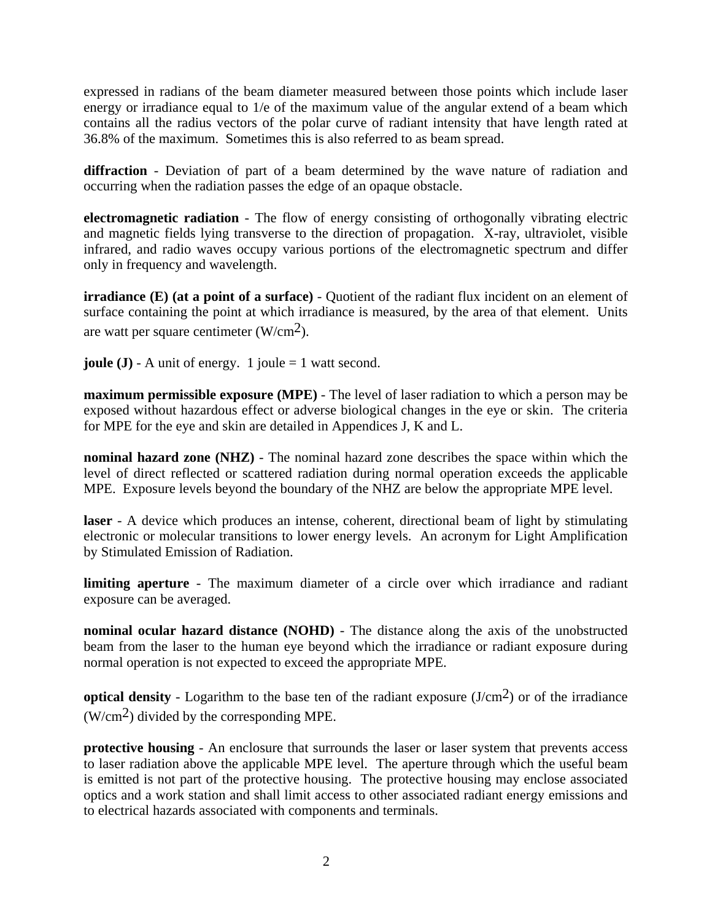expressed in radians of the beam diameter measured between those points which include laser energy or irradiance equal to 1/e of the maximum value of the angular extend of a beam which contains all the radius vectors of the polar curve of radiant intensity that have length rated at 36.8% of the maximum. Sometimes this is also referred to as beam spread.

**diffraction** - Deviation of part of a beam determined by the wave nature of radiation and occurring when the radiation passes the edge of an opaque obstacle.

**electromagnetic radiation** - The flow of energy consisting of orthogonally vibrating electric and magnetic fields lying transverse to the direction of propagation. X-ray, ultraviolet, visible infrared, and radio waves occupy various portions of the electromagnetic spectrum and differ only in frequency and wavelength.

**irradiance (E) (at a point of a surface)** - Quotient of the radiant flux incident on an element of surface containing the point at which irradiance is measured, by the area of that element. Units are watt per square centimeter ($W/cm^2$).

**joule (J)** - A unit of energy. 1 joule = 1 watt second.

**maximum permissible exposure (MPE)** - The level of laser radiation to which a person may be exposed without hazardous effect or adverse biological changes in the eye or skin. The criteria for MPE for the eye and skin are detailed in Appendices J, K and L.

**nominal hazard zone (NHZ)** - The nominal hazard zone describes the space within which the level of direct reflected or scattered radiation during normal operation exceeds the applicable MPE. Exposure levels beyond the boundary of the NHZ are below the appropriate MPE level.

**laser** - A device which produces an intense, coherent, directional beam of light by stimulating electronic or molecular transitions to lower energy levels. An acronym for Light Amplification by Stimulated Emission of Radiation.

**limiting aperture** - The maximum diameter of a circle over which irradiance and radiant exposure can be averaged.

**nominal ocular hazard distance (NOHD)** - The distance along the axis of the unobstructed beam from the laser to the human eye beyond which the irradiance or radiant exposure during normal operation is not expected to exceed the appropriate MPE.

**optical density** - Logarithm to the base ten of the radiant exposure ($J/cm^2$) or of the irradiance ($W/cm^2$) divided by the corresponding MPE.

**protective housing** - An enclosure that surrounds the laser or laser system that prevents access to laser radiation above the applicable MPE level. The aperture through which the useful beam is emitted is not part of the protective housing. The protective housing may enclose associated optics and a work station and shall limit access to other associated radiant energy emissions and to electrical hazards associated with components and terminals.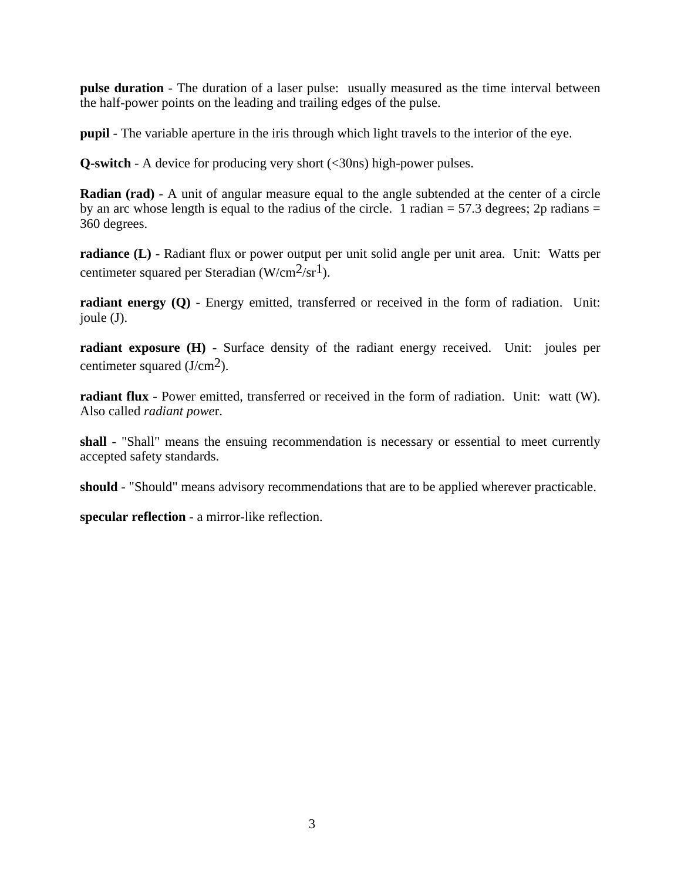**pulse duration** - The duration of a laser pulse: usually measured as the time interval between the half-power points on the leading and trailing edges of the pulse.

**pupil** - The variable aperture in the iris through which light travels to the interior of the eye.

**Q-switch** - A device for producing very short (<30ns) high-power pulses.

**Radian (rad)** - A unit of angular measure equal to the angle subtended at the center of a circle by an arc whose length is equal to the radius of the circle. 1 radian = 57.3 degrees; 2p radians = 360 degrees.

**radiance (L)** - Radiant flux or power output per unit solid angle per unit area. Unit: Watts per centimeter squared per Steradian ($W/cm^2/sr^1$).

**radiant energy (Q)** - Energy emitted, transferred or received in the form of radiation. Unit: joule (J).

**radiant exposure (H)** - Surface density of the radiant energy received. Unit: joules per centimeter squared ($J/cm^2$).

**radiant flux** - Power emitted, transferred or received in the form of radiation. Unit: watt (W). Also called *radiant power*.

**shall** - "Shall" means the ensuing recommendation is necessary or essential to meet currently accepted safety standards.

**should** - "Should" means advisory recommendations that are to be applied wherever practicable.

**specular reflection** - a mirror-like reflection.